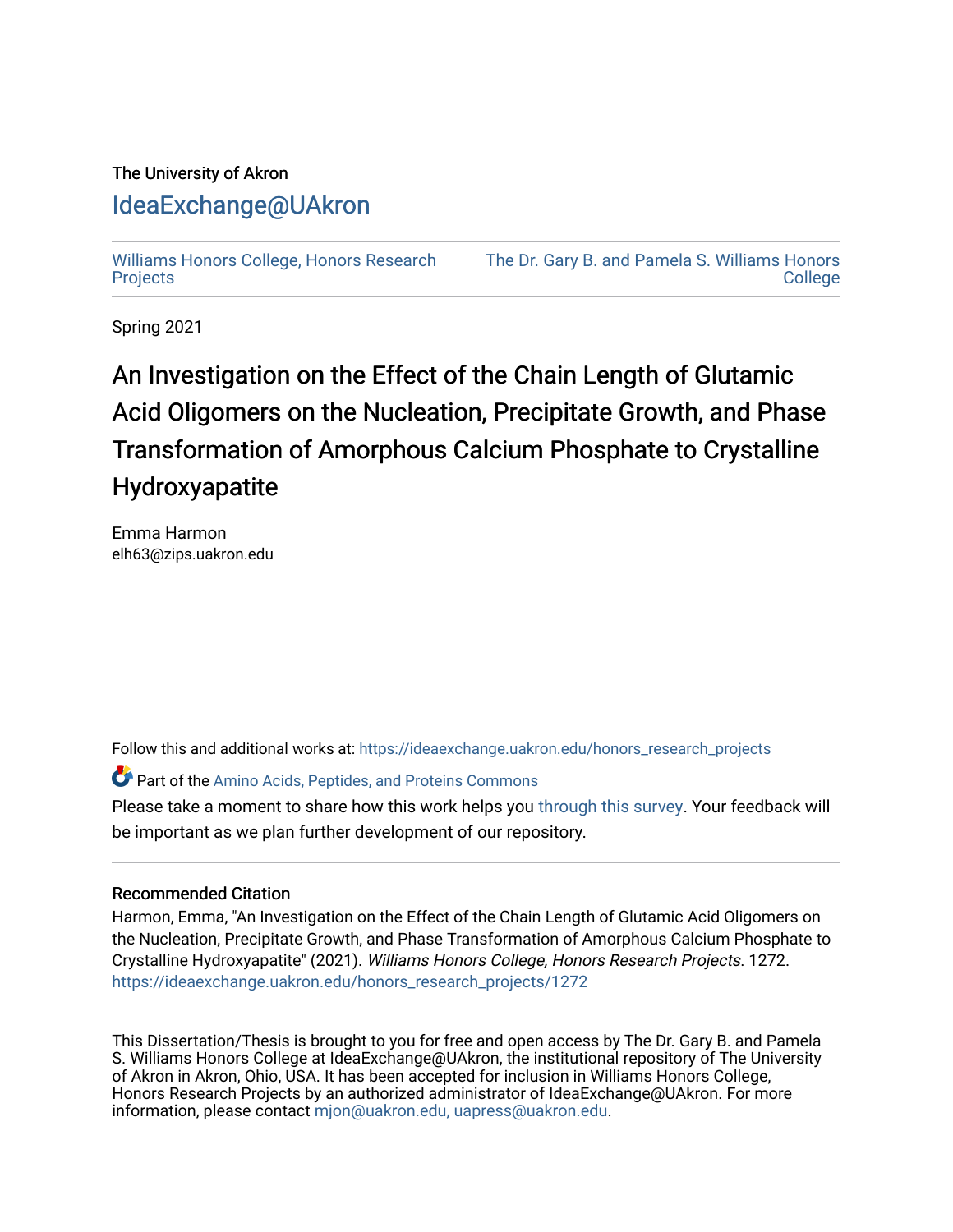The University of Akron

# IdeaExchange@UAkron

Williams Honors College, Honors Research Projects | The Dr. Gary B. and Pamela S. Williams Honors College

Spring 2021

# An Investigation on the Effect of the Chain Length of Glutamic Acid Oligomers on the Nucleation, Precipitate Growth, and Phase Transformation of Amorphous Calcium Phosphate to Crystalline Hydroxyapatite

Emma Harmon
elh63@zips.uakron.edu

Follow this and additional works at: https://ideaexchange.uakron.edu/honors_research_projects

Part of the Amino Acids, Peptides, and Proteins Commons

Please take a moment to share how this work helps you through this survey. Your feedback will be important as we plan further development of our repository.

## Recommended Citation

Harmon, Emma, "An Investigation on the Effect of the Chain Length of Glutamic Acid Oligomers on the Nucleation, Precipitate Growth, and Phase Transformation of Amorphous Calcium Phosphate to Crystalline Hydroxyapatite" (2021). *Williams Honors College, Honors Research Projects*. 1272.
https://ideaexchange.uakron.edu/honors_research_projects/1272

This Dissertation/Thesis is brought to you for free and open access by The Dr. Gary B. and Pamela S. Williams Honors College at IdeaExchange@UAkron, the institutional repository of The University of Akron in Akron, Ohio, USA. It has been accepted for inclusion in Williams Honors College, Honors Research Projects by an authorized administrator of IdeaExchange@UAkron. For more information, please contact mjon@uakron.edu, uapress@uakron.edu.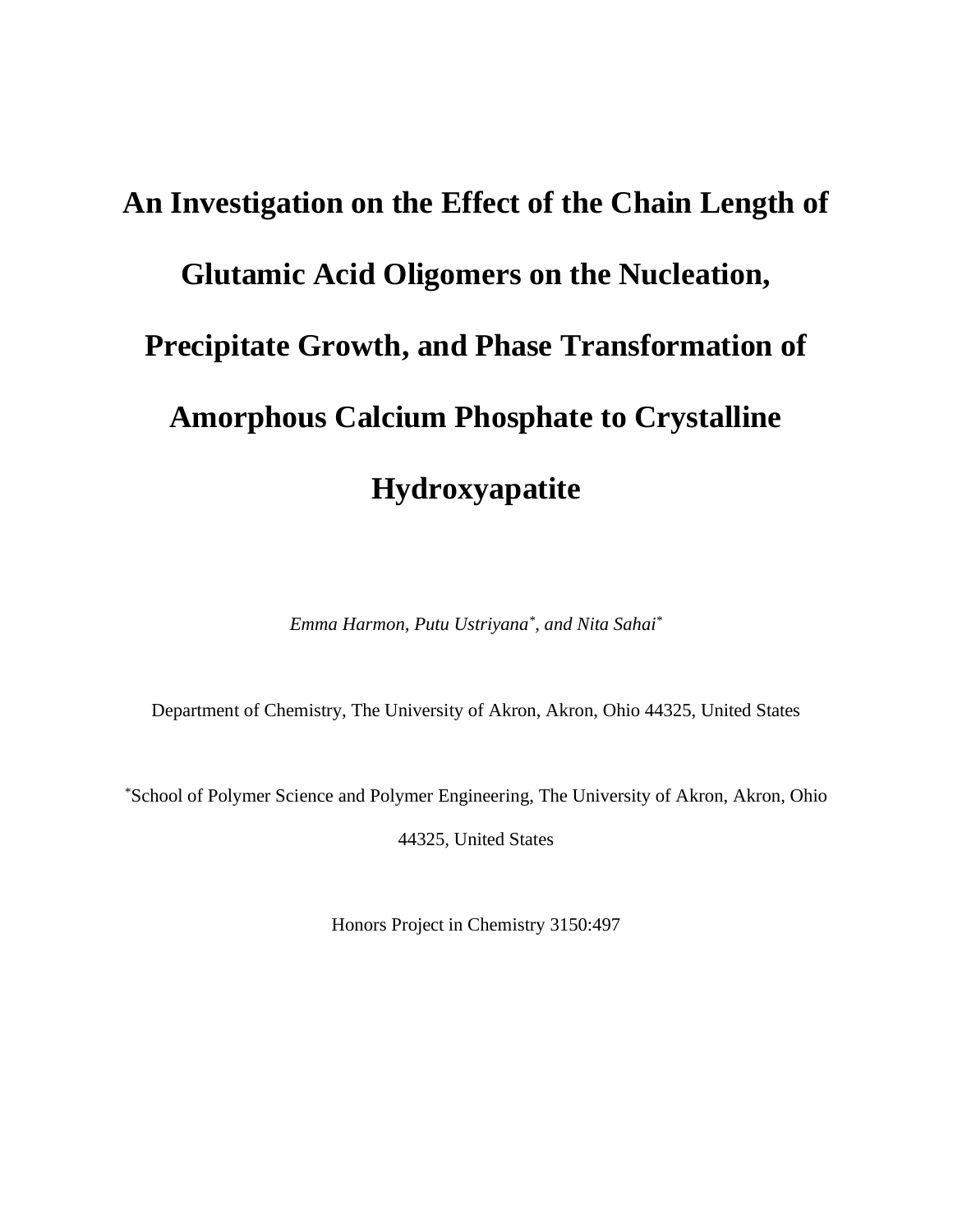# An Investigation on the Effect of the Chain Length of Glutamic Acid Oligomers on the Nucleation, Precipitate Growth, and Phase Transformation of Amorphous Calcium Phosphate to Crystalline Hydroxyapatite

*Emma Harmon, Putu Ustriyana[\*], and Nita Sahai[\*]*

Department of Chemistry, The University of Akron, Akron, Ohio 44325, United States

[\*]School of Polymer Science and Polymer Engineering, The University of Akron, Akron, Ohio 44325, United States

Honors Project in Chemistry 3150:497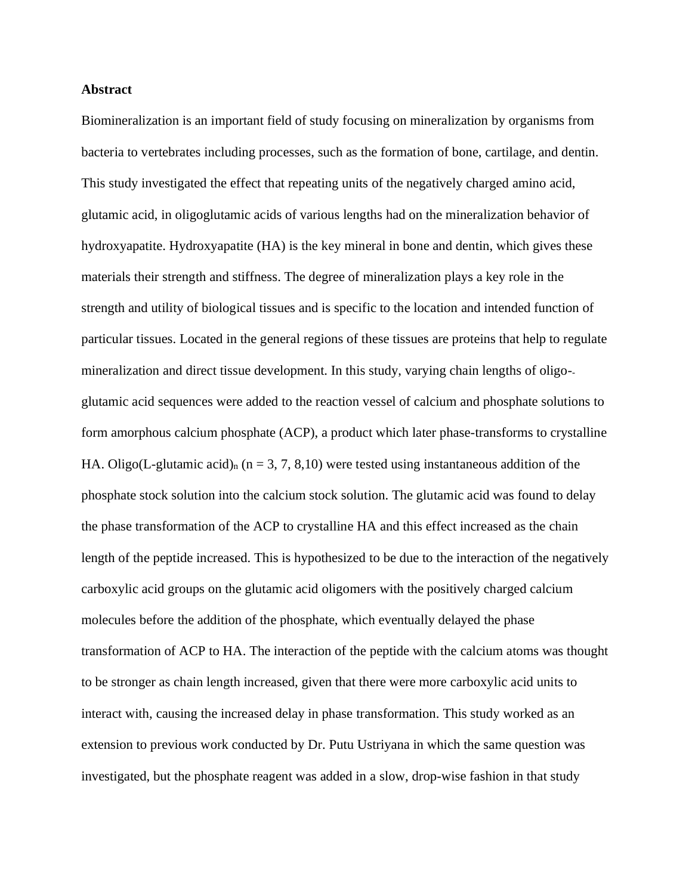**Abstract**

Biomineralization is an important field of study focusing on mineralization by organisms from bacteria to vertebrates including processes, such as the formation of bone, cartilage, and dentin. This study investigated the effect that repeating units of the negatively charged amino acid, glutamic acid, in oligoglutamic acids of various lengths had on the mineralization behavior of hydroxyapatite. Hydroxyapatite (HA) is the key mineral in bone and dentin, which gives these materials their strength and stiffness. The degree of mineralization plays a key role in the strength and utility of biological tissues and is specific to the location and intended function of particular tissues. Located in the general regions of these tissues are proteins that help to regulate mineralization and direct tissue development. In this study, varying chain lengths of oligo-glutamic acid sequences were added to the reaction vessel of calcium and phosphate solutions to form amorphous calcium phosphate (ACP), a product which later phase-transforms to crystalline HA. Oligo(L-glutamic acid)$_n$ (n = 3, 7, 8,10) were tested using instantaneous addition of the phosphate stock solution into the calcium stock solution. The glutamic acid was found to delay the phase transformation of the ACP to crystalline HA and this effect increased as the chain length of the peptide increased. This is hypothesized to be due to the interaction of the negatively carboxylic acid groups on the glutamic acid oligomers with the positively charged calcium molecules before the addition of the phosphate, which eventually delayed the phase transformation of ACP to HA. The interaction of the peptide with the calcium atoms was thought to be stronger as chain length increased, given that there were more carboxylic acid units to interact with, causing the increased delay in phase transformation. This study worked as an extension to previous work conducted by Dr. Putu Ustriyana in which the same question was investigated, but the phosphate reagent was added in a slow, drop-wise fashion in that study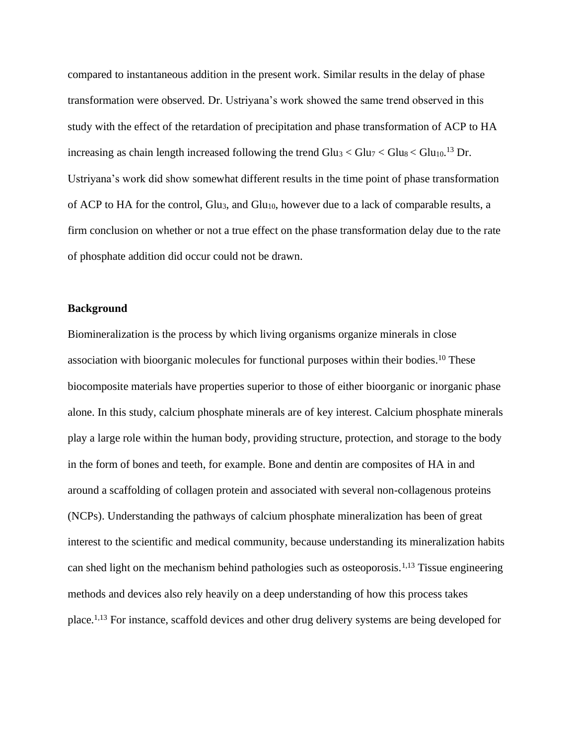compared to instantaneous addition in the present work. Similar results in the delay of phase transformation were observed. Dr. Ustriyana's work showed the same trend observed in this study with the effect of the retardation of precipitation and phase transformation of ACP to HA increasing as chain length increased following the trend $Glu_3 < Glu_7 < Glu_8 < Glu_{10}$.[13] Dr. Ustriyana's work did show somewhat different results in the time point of phase transformation of ACP to HA for the control, $Glu_3$, and $Glu_{10}$, however due to a lack of comparable results, a firm conclusion on whether or not a true effect on the phase transformation delay due to the rate of phosphate addition did occur could not be drawn.

**Background**

Biomineralization is the process by which living organisms organize minerals in close association with bioorganic molecules for functional purposes within their bodies.[10] These biocomposite materials have properties superior to those of either bioorganic or inorganic phase alone. In this study, calcium phosphate minerals are of key interest. Calcium phosphate minerals play a large role within the human body, providing structure, protection, and storage to the body in the form of bones and teeth, for example. Bone and dentin are composites of HA in and around a scaffolding of collagen protein and associated with several non-collagenous proteins (NCPs). Understanding the pathways of calcium phosphate mineralization has been of great interest to the scientific and medical community, because understanding its mineralization habits can shed light on the mechanism behind pathologies such as osteoporosis.[1,13] Tissue engineering methods and devices also rely heavily on a deep understanding of how this process takes place.[1,13] For instance, scaffold devices and other drug delivery systems are being developed for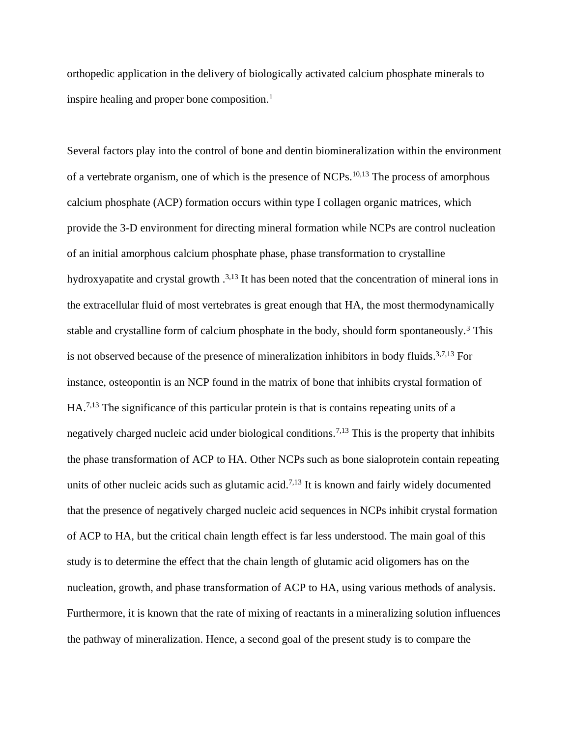orthopedic application in the delivery of biologically activated calcium phosphate minerals to inspire healing and proper bone composition.[1]

Several factors play into the control of bone and dentin biomineralization within the environment of a vertebrate organism, one of which is the presence of NCPs.[10,13] The process of amorphous calcium phosphate (ACP) formation occurs within type I collagen organic matrices, which provide the 3-D environment for directing mineral formation while NCPs are control nucleation of an initial amorphous calcium phosphate phase, phase transformation to crystalline hydroxyapatite and crystal growth .[3,13] It has been noted that the concentration of mineral ions in the extracellular fluid of most vertebrates is great enough that HA, the most thermodynamically stable and crystalline form of calcium phosphate in the body, should form spontaneously.[3] This is not observed because of the presence of mineralization inhibitors in body fluids.[3,7,13] For instance, osteopontin is an NCP found in the matrix of bone that inhibits crystal formation of HA.[7,13] The significance of this particular protein is that is contains repeating units of a negatively charged nucleic acid under biological conditions.[7,13] This is the property that inhibits the phase transformation of ACP to HA. Other NCPs such as bone sialoprotein contain repeating units of other nucleic acids such as glutamic acid.[7,13] It is known and fairly widely documented that the presence of negatively charged nucleic acid sequences in NCPs inhibit crystal formation of ACP to HA, but the critical chain length effect is far less understood. The main goal of this study is to determine the effect that the chain length of glutamic acid oligomers has on the nucleation, growth, and phase transformation of ACP to HA, using various methods of analysis. Furthermore, it is known that the rate of mixing of reactants in a mineralizing solution influences the pathway of mineralization. Hence, a second goal of the present study is to compare the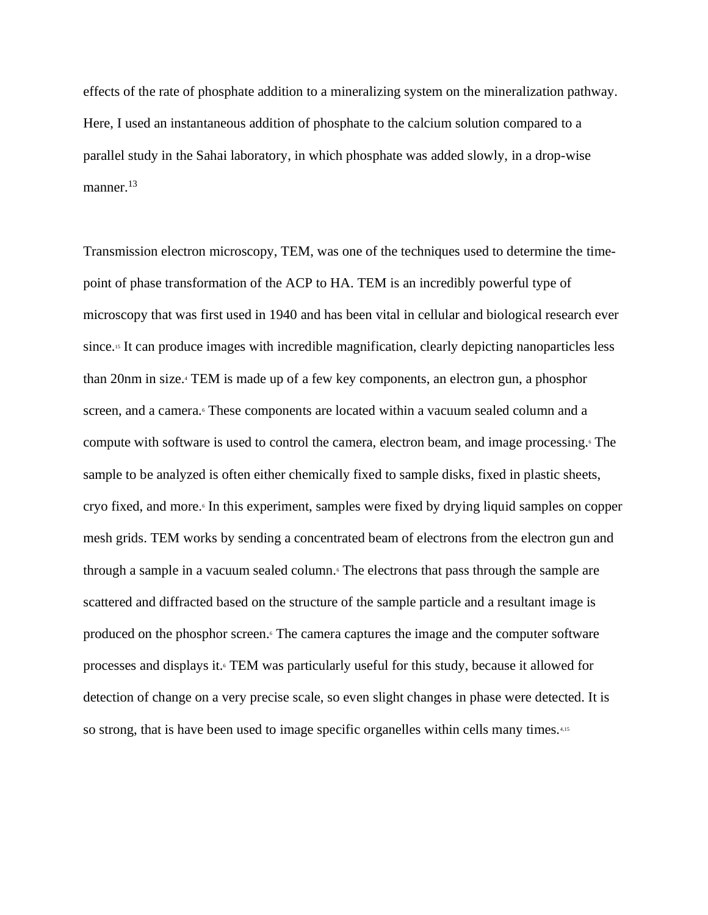effects of the rate of phosphate addition to a mineralizing system on the mineralization pathway. Here, I used an instantaneous addition of phosphate to the calcium solution compared to a parallel study in the Sahai laboratory, in which phosphate was added slowly, in a drop-wise manner.[13]

Transmission electron microscopy, TEM, was one of the techniques used to determine the time-point of phase transformation of the ACP to HA. TEM is an incredibly powerful type of microscopy that was first used in 1940 and has been vital in cellular and biological research ever since.[15] It can produce images with incredible magnification, clearly depicting nanoparticles less than 20nm in size.[4] TEM is made up of a few key components, an electron gun, a phosphor screen, and a camera.[6] These components are located within a vacuum sealed column and a compute with software is used to control the camera, electron beam, and image processing.[6] The sample to be analyzed is often either chemically fixed to sample disks, fixed in plastic sheets, cryo fixed, and more.[6] In this experiment, samples were fixed by drying liquid samples on copper mesh grids. TEM works by sending a concentrated beam of electrons from the electron gun and through a sample in a vacuum sealed column.[6] The electrons that pass through the sample are scattered and diffracted based on the structure of the sample particle and a resultant image is produced on the phosphor screen.[6] The camera captures the image and the computer software processes and displays it.[6] TEM was particularly useful for this study, because it allowed for detection of change on a very precise scale, so even slight changes in phase were detected. It is so strong, that is have been used to image specific organelles within cells many times.[4,15]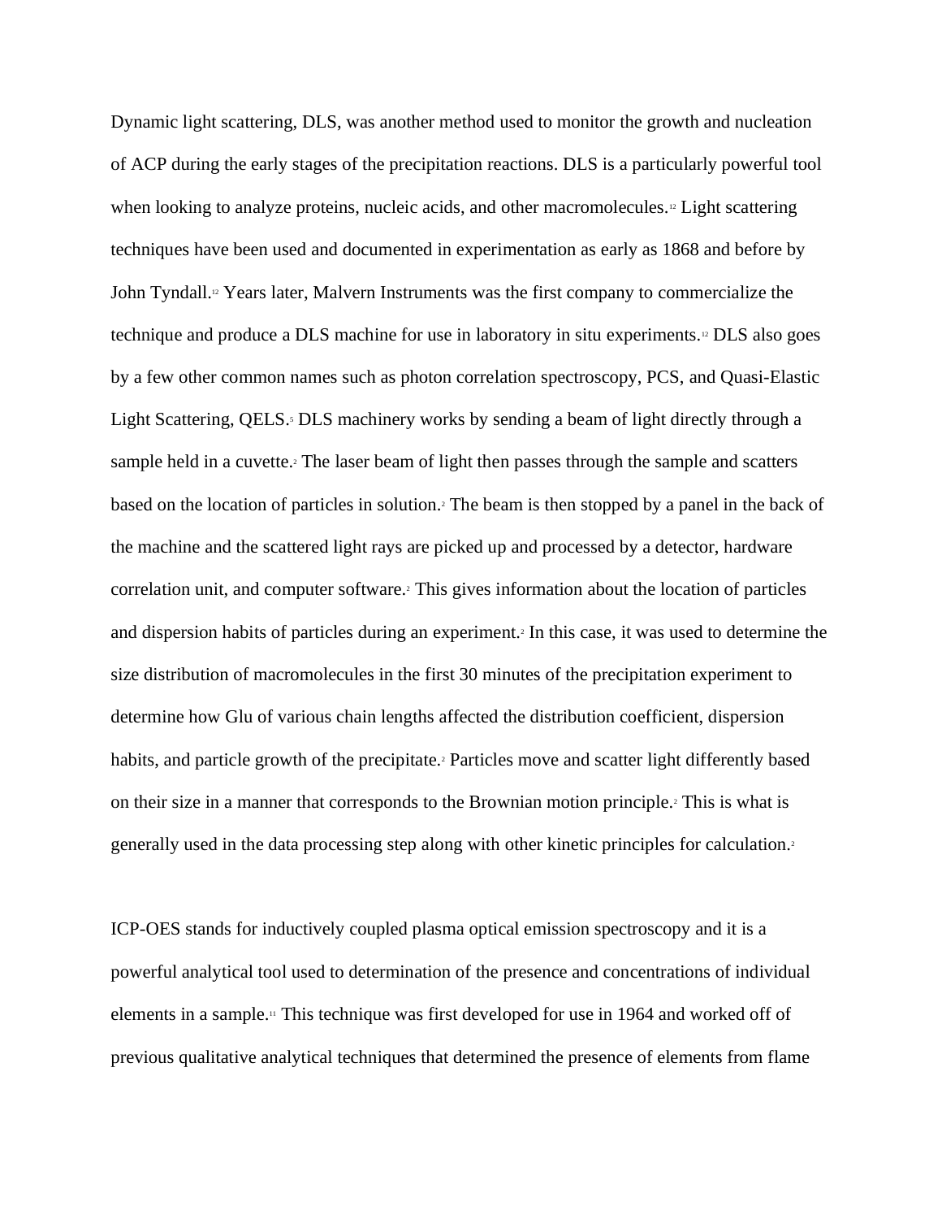Dynamic light scattering, DLS, was another method used to monitor the growth and nucleation of ACP during the early stages of the precipitation reactions. DLS is a particularly powerful tool when looking to analyze proteins, nucleic acids, and other macromolecules.[12] Light scattering techniques have been used and documented in experimentation as early as 1868 and before by John Tyndall.[12] Years later, Malvern Instruments was the first company to commercialize the technique and produce a DLS machine for use in laboratory in situ experiments.[12] DLS also goes by a few other common names such as photon correlation spectroscopy, PCS, and Quasi-Elastic Light Scattering, QELS.[5] DLS machinery works by sending a beam of light directly through a sample held in a cuvette.[2] The laser beam of light then passes through the sample and scatters based on the location of particles in solution.[2] The beam is then stopped by a panel in the back of the machine and the scattered light rays are picked up and processed by a detector, hardware correlation unit, and computer software.[2] This gives information about the location of particles and dispersion habits of particles during an experiment.[2] In this case, it was used to determine the size distribution of macromolecules in the first 30 minutes of the precipitation experiment to determine how Glu of various chain lengths affected the distribution coefficient, dispersion habits, and particle growth of the precipitate.[2] Particles move and scatter light differently based on their size in a manner that corresponds to the Brownian motion principle.[2] This is what is generally used in the data processing step along with other kinetic principles for calculation.[2]

ICP-OES stands for inductively coupled plasma optical emission spectroscopy and it is a powerful analytical tool used to determination of the presence and concentrations of individual elements in a sample.[11] This technique was first developed for use in 1964 and worked off of previous qualitative analytical techniques that determined the presence of elements from flame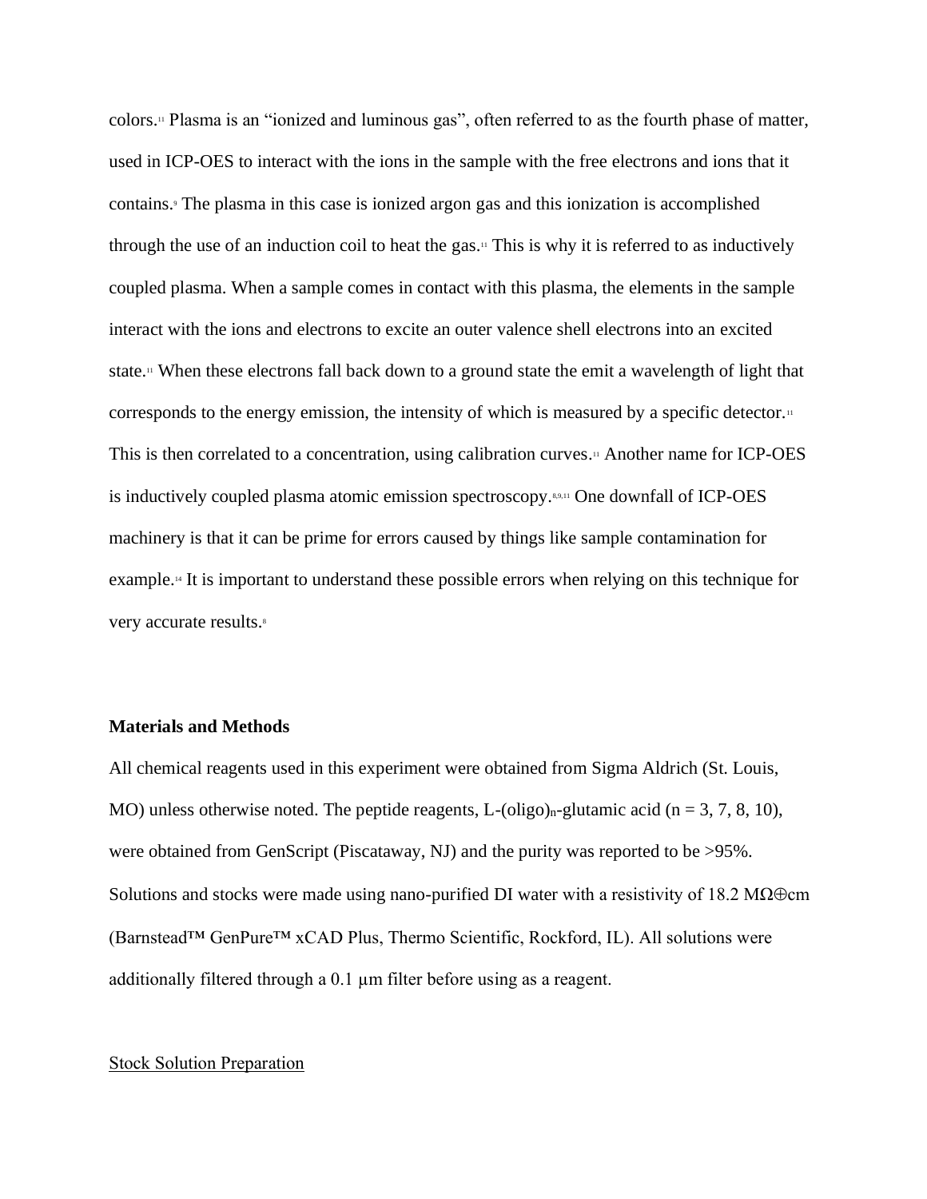colors.[11] Plasma is an "ionized and luminous gas", often referred to as the fourth phase of matter, used in ICP-OES to interact with the ions in the sample with the free electrons and ions that it contains.[9] The plasma in this case is ionized argon gas and this ionization is accomplished through the use of an induction coil to heat the gas.[11] This is why it is referred to as inductively coupled plasma. When a sample comes in contact with this plasma, the elements in the sample interact with the ions and electrons to excite an outer valence shell electrons into an excited state.[11] When these electrons fall back down to a ground state the emit a wavelength of light that corresponds to the energy emission, the intensity of which is measured by a specific detector.[11] This is then correlated to a concentration, using calibration curves.[11] Another name for ICP-OES is inductively coupled plasma atomic emission spectroscopy.[8,9,11] One downfall of ICP-OES machinery is that it can be prime for errors caused by things like sample contamination for example.[14] It is important to understand these possible errors when relying on this technique for very accurate results.[8]

**Materials and Methods**

All chemical reagents used in this experiment were obtained from Sigma Aldrich (St. Louis, MO) unless otherwise noted. The peptide reagents, L-(oligo)$_n$-glutamic acid ($n$ = 3, 7, 8, 10), were obtained from GenScript (Piscataway, NJ) and the purity was reported to be >95%. Solutions and stocks were made using nano-purified DI water with a resistivity of 18.2 MΩ⊕cm (Barnstead™ GenPure™ xCAD Plus, Thermo Scientific, Rockford, IL). All solutions were additionally filtered through a 0.1 µm filter before using as a reagent.

<u>Stock Solution Preparation</u>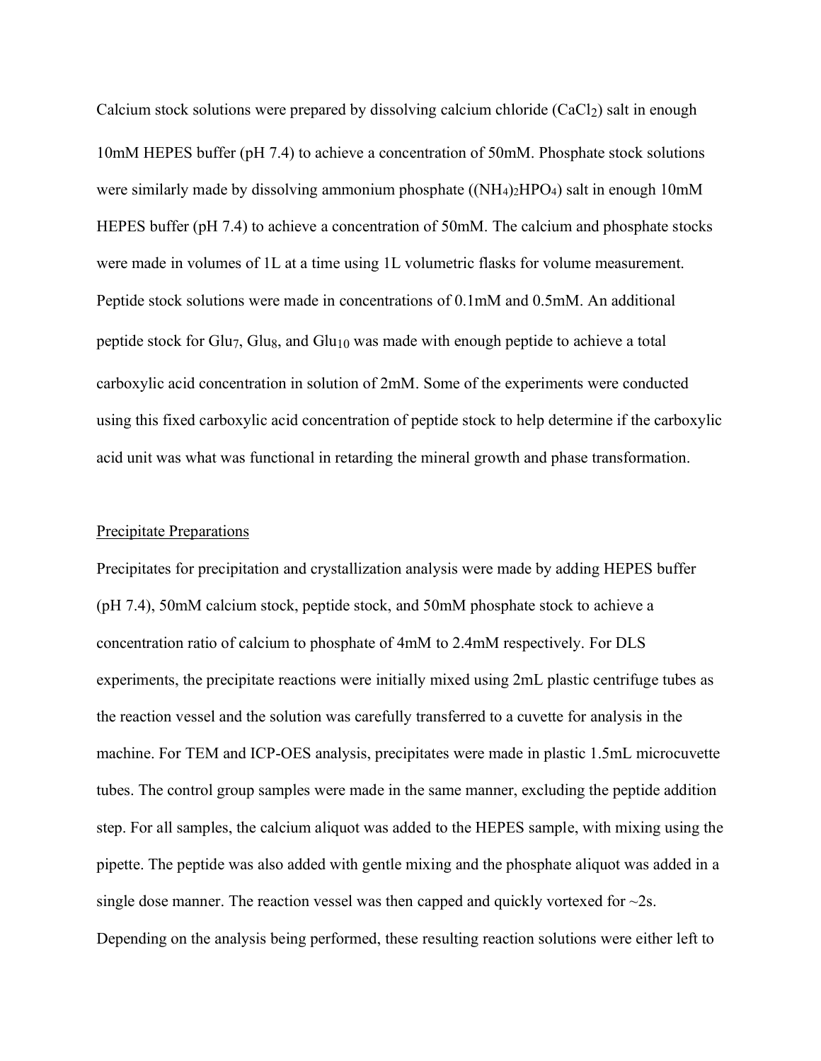Calcium stock solutions were prepared by dissolving calcium chloride ($CaCl_2$) salt in enough 10mM HEPES buffer (pH 7.4) to achieve a concentration of 50mM. Phosphate stock solutions were similarly made by dissolving ammonium phosphate ($(NH_4)_2HPO_4$) salt in enough 10mM HEPES buffer (pH 7.4) to achieve a concentration of 50mM. The calcium and phosphate stocks were made in volumes of 1L at a time using 1L volumetric flasks for volume measurement. Peptide stock solutions were made in concentrations of 0.1mM and 0.5mM. An additional peptide stock for $Glu_7$, $Glu_8$, and $Glu_{10}$ was made with enough peptide to achieve a total carboxylic acid concentration in solution of 2mM. Some of the experiments were conducted using this fixed carboxylic acid concentration of peptide stock to help determine if the carboxylic acid unit was what was functional in retarding the mineral growth and phase transformation.

<u>Precipitate Preparations</u>

Precipitates for precipitation and crystallization analysis were made by adding HEPES buffer (pH 7.4), 50mM calcium stock, peptide stock, and 50mM phosphate stock to achieve a concentration ratio of calcium to phosphate of 4mM to 2.4mM respectively. For DLS experiments, the precipitate reactions were initially mixed using 2mL plastic centrifuge tubes as the reaction vessel and the solution was carefully transferred to a cuvette for analysis in the machine. For TEM and ICP-OES analysis, precipitates were made in plastic 1.5mL microcuvette tubes. The control group samples were made in the same manner, excluding the peptide addition step. For all samples, the calcium aliquot was added to the HEPES sample, with mixing using the pipette. The peptide was also added with gentle mixing and the phosphate aliquot was added in a single dose manner. The reaction vessel was then capped and quickly vortexed for ~2s. Depending on the analysis being performed, these resulting reaction solutions were either left to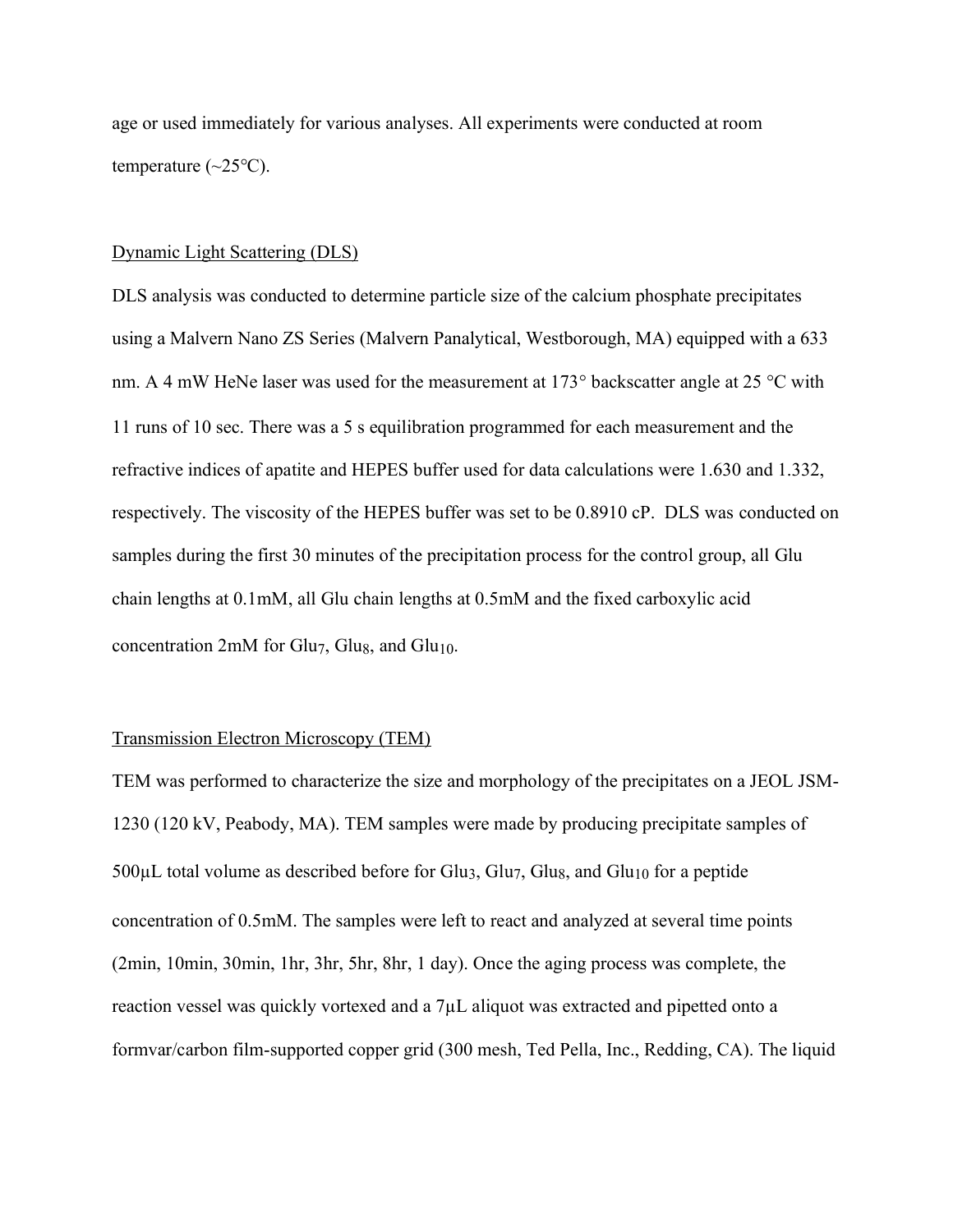age or used immediately for various analyses. All experiments were conducted at room temperature (~25°C).

Dynamic Light Scattering (DLS)

DLS analysis was conducted to determine particle size of the calcium phosphate precipitates using a Malvern Nano ZS Series (Malvern Panalytical, Westborough, MA) equipped with a 633 nm. A 4 mW HeNe laser was used for the measurement at 173° backscatter angle at 25 °C with 11 runs of 10 sec. There was a 5 s equilibration programmed for each measurement and the refractive indices of apatite and HEPES buffer used for data calculations were 1.630 and 1.332, respectively. The viscosity of the HEPES buffer was set to be 0.8910 cP. DLS was conducted on samples during the first 30 minutes of the precipitation process for the control group, all Glu chain lengths at 0.1mM, all Glu chain lengths at 0.5mM and the fixed carboxylic acid concentration 2mM for $Glu_7$, $Glu_8$, and $Glu_{10}$.

Transmission Electron Microscopy (TEM)

TEM was performed to characterize the size and morphology of the precipitates on a JEOL JSM-1230 (120 kV, Peabody, MA). TEM samples were made by producing precipitate samples of 500μL total volume as described before for $Glu_3$, $Glu_7$, $Glu_8$, and $Glu_{10}$ for a peptide concentration of 0.5mM. The samples were left to react and analyzed at several time points (2min, 10min, 30min, 1hr, 3hr, 5hr, 8hr, 1 day). Once the aging process was complete, the reaction vessel was quickly vortexed and a 7μL aliquot was extracted and pipetted onto a formvar/carbon film-supported copper grid (300 mesh, Ted Pella, Inc., Redding, CA). The liquid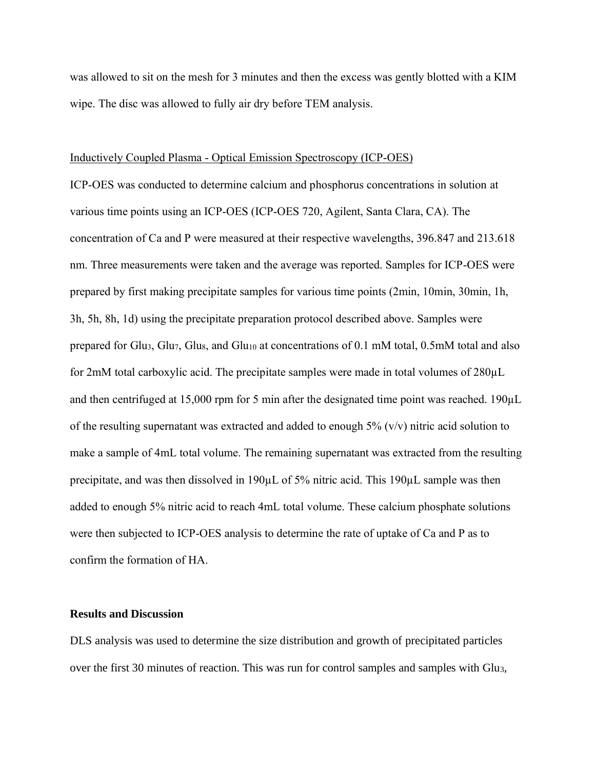was allowed to sit on the mesh for 3 minutes and then the excess was gently blotted with a KIM wipe. The disc was allowed to fully air dry before TEM analysis.

Inductively Coupled Plasma - Optical Emission Spectroscopy (ICP-OES)

ICP-OES was conducted to determine calcium and phosphorus concentrations in solution at various time points using an ICP-OES (ICP-OES 720, Agilent, Santa Clara, CA). The concentration of Ca and P were measured at their respective wavelengths, 396.847 and 213.618 nm. Three measurements were taken and the average was reported. Samples for ICP-OES were prepared by first making precipitate samples for various time points (2min, 10min, 30min, 1h, 3h, 5h, 8h, 1d) using the precipitate preparation protocol described above. Samples were prepared for $Glu_3$, $Glu_7$, $Glu_8$, and $Glu_{10}$ at concentrations of 0.1 mM total, 0.5mM total and also for 2mM total carboxylic acid. The precipitate samples were made in total volumes of 280µL and then centrifuged at 15,000 rpm for 5 min after the designated time point was reached. 190µL of the resulting supernatant was extracted and added to enough 5% (v/v) nitric acid solution to make a sample of 4mL total volume. The remaining supernatant was extracted from the resulting precipitate, and was then dissolved in 190µL of 5% nitric acid. This 190µL sample was then added to enough 5% nitric acid to reach 4mL total volume. These calcium phosphate solutions were then subjected to ICP-OES analysis to determine the rate of uptake of Ca and P as to confirm the formation of HA.

## Results and Discussion

DLS analysis was used to determine the size distribution and growth of precipitated particles over the first 30 minutes of reaction. This was run for control samples and samples with $Glu_3$,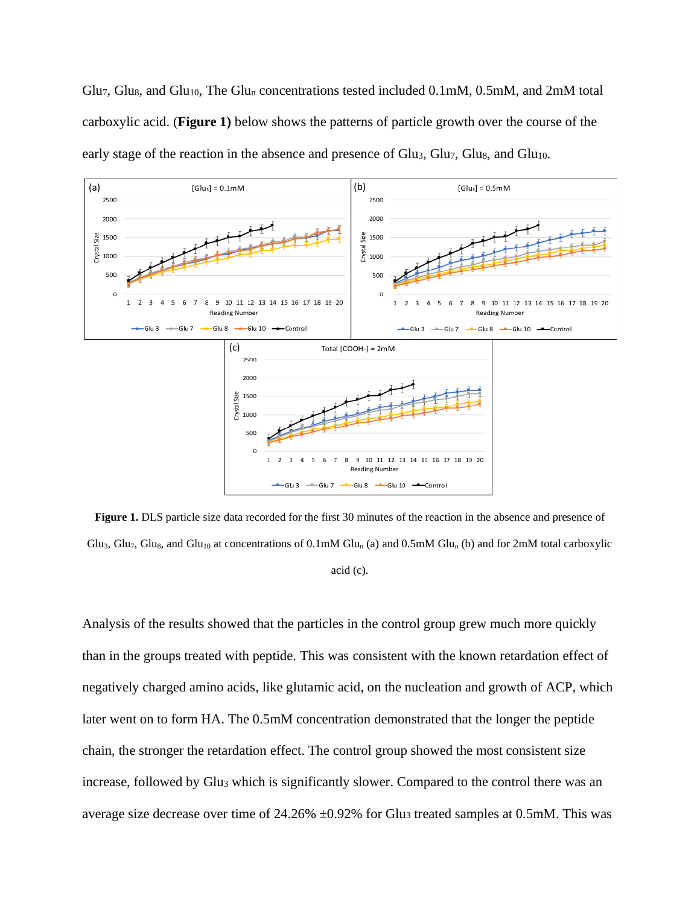$Glu_7$, $Glu_8$, and $Glu_{10}$, The $Glu_n$ concentrations tested included 0.1mM, 0.5mM, and 2mM total carboxylic acid. (**Figure 1**) below shows the patterns of particle growth over the course of the early stage of the reaction in the absence and presence of $Glu_3$, $Glu_7$, $Glu_8$, and $Glu_{10}$.

**Figure 1.** DLS particle size data recorded for the first 30 minutes of the reaction in the absence and presence of $Glu_3$, $Glu_7$, $Glu_8$, and $Glu_{10}$ at concentrations of 0.1mM $Glu_n$ (a) and 0.5mM $Glu_n$ (b) and for 2mM total carboxylic acid (c).

Analysis of the results showed that the particles in the control group grew much more quickly than in the groups treated with peptide. This was consistent with the known retardation effect of negatively charged amino acids, like glutamic acid, on the nucleation and growth of ACP, which later went on to form HA. The 0.5mM concentration demonstrated that the longer the peptide chain, the stronger the retardation effect. The control group showed the most consistent size increase, followed by $Glu_3$ which is significantly slower. Compared to the control there was an average size decrease over time of 24.26% ±0.92% for $Glu_3$ treated samples at 0.5mM. This was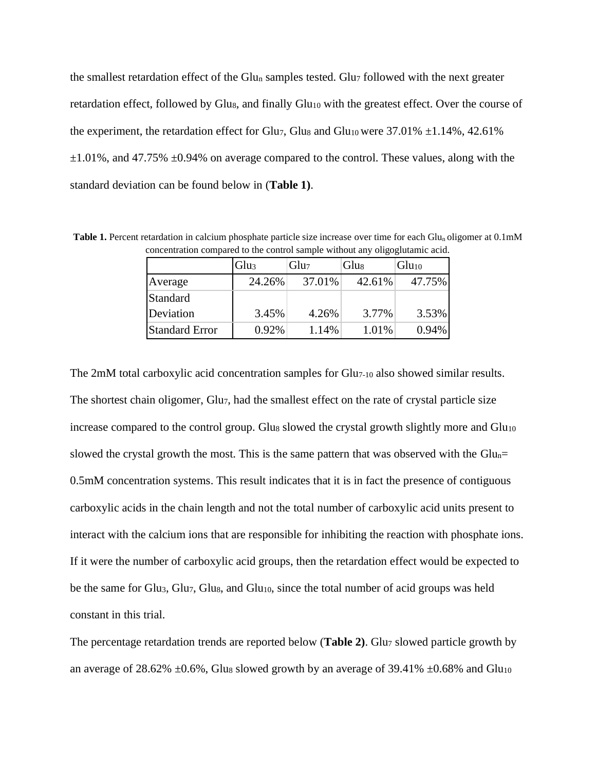the smallest retardation effect of the $Glu_n$ samples tested. $Glu_7$ followed with the next greater retardation effect, followed by $Glu_8$, and finally $Glu_{10}$ with the greatest effect. Over the course of the experiment, the retardation effect for $Glu_7$, $Glu_8$ and $Glu_{10}$ were 37.01% ±1.14%, 42.61% ±1.01%, and 47.75% ±0.94% on average compared to the control. These values, along with the standard deviation can be found below in (**Table 1)**.

**Table 1.** Percent retardation in calcium phosphate particle size increase over time for each $Glu_n$ oligomer at 0.1mM concentration compared to the control sample without any oligoglutamic acid.

| | $Glu_3$ | $Glu_7$ | $Glu_8$ | $Glu_{10}$ |
|---|---|---|---|---|
| Average | 24.26% | 37.01% | 42.61% | 47.75% |
| Standard Deviation | 3.45% | 4.26% | 3.77% | 3.53% |
| Standard Error | 0.92% | 1.14% | 1.01% | 0.94% |

The 2mM total carboxylic acid concentration samples for $Glu_{7\text{-}10}$ also showed similar results. The shortest chain oligomer, $Glu_7$, had the smallest effect on the rate of crystal particle size increase compared to the control group. $Glu_8$ slowed the crystal growth slightly more and $Glu_{10}$ slowed the crystal growth the most. This is the same pattern that was observed with the $Glu_n$= 0.5mM concentration systems. This result indicates that it is in fact the presence of contiguous carboxylic acids in the chain length and not the total number of carboxylic acid units present to interact with the calcium ions that are responsible for inhibiting the reaction with phosphate ions. If it were the number of carboxylic acid groups, then the retardation effect would be expected to be the same for $Glu_3$, $Glu_7$, $Glu_8$, and $Glu_{10}$, since the total number of acid groups was held constant in this trial.

The percentage retardation trends are reported below (**Table 2)**. $Glu_7$ slowed particle growth by an average of 28.62% ±0.6%, $Glu_8$ slowed growth by an average of 39.41% ±0.68% and $Glu_{10}$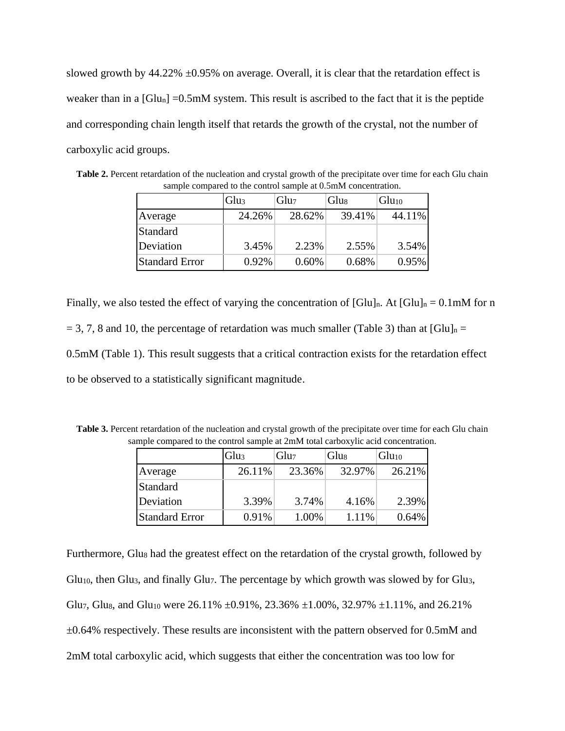slowed growth by 44.22% ±0.95% on average. Overall, it is clear that the retardation effect is weaker than in a $[Glu_n]$ =0.5mM system. This result is ascribed to the fact that it is the peptide and corresponding chain length itself that retards the growth of the crystal, not the number of carboxylic acid groups.

**Table 2.** Percent retardation of the nucleation and crystal growth of the precipitate over time for each Glu chain sample compared to the control sample at 0.5mM concentration.

| | $Glu_3$ | $Glu_7$ | $Glu_8$ | $Glu_{10}$ |
|---|---|---|---|---|
| Average | 24.26% | 28.62% | 39.41% | 44.11% |
| Standard Deviation | 3.45% | 2.23% | 2.55% | 3.54% |
| Standard Error | 0.92% | 0.60% | 0.68% | 0.95% |

Finally, we also tested the effect of varying the concentration of $[Glu]_n$. At $[Glu]_n$ = 0.1mM for n = 3, 7, 8 and 10, the percentage of retardation was much smaller (Table 3) than at $[Glu]_n$ = 0.5mM (Table 1). This result suggests that a critical contraction exists for the retardation effect to be observed to a statistically significant magnitude.

**Table 3.** Percent retardation of the nucleation and crystal growth of the precipitate over time for each Glu chain sample compared to the control sample at 2mM total carboxylic acid concentration.

| | $Glu_3$ | $Glu_7$ | $Glu_8$ | $Glu_{10}$ |
|---|---|---|---|---|
| Average | 26.11% | 23.36% | 32.97% | 26.21% |
| Standard Deviation | 3.39% | 3.74% | 4.16% | 2.39% |
| Standard Error | 0.91% | 1.00% | 1.11% | 0.64% |

Furthermore, $Glu_8$ had the greatest effect on the retardation of the crystal growth, followed by $Glu_{10}$, then $Glu_3$, and finally $Glu_7$. The percentage by which growth was slowed by for $Glu_3$, $Glu_7$, $Glu_8$, and $Glu_{10}$ were 26.11% ±0.91%, 23.36% ±1.00%, 32.97% ±1.11%, and 26.21% ±0.64% respectively. These results are inconsistent with the pattern observed for 0.5mM and 2mM total carboxylic acid, which suggests that either the concentration was too low for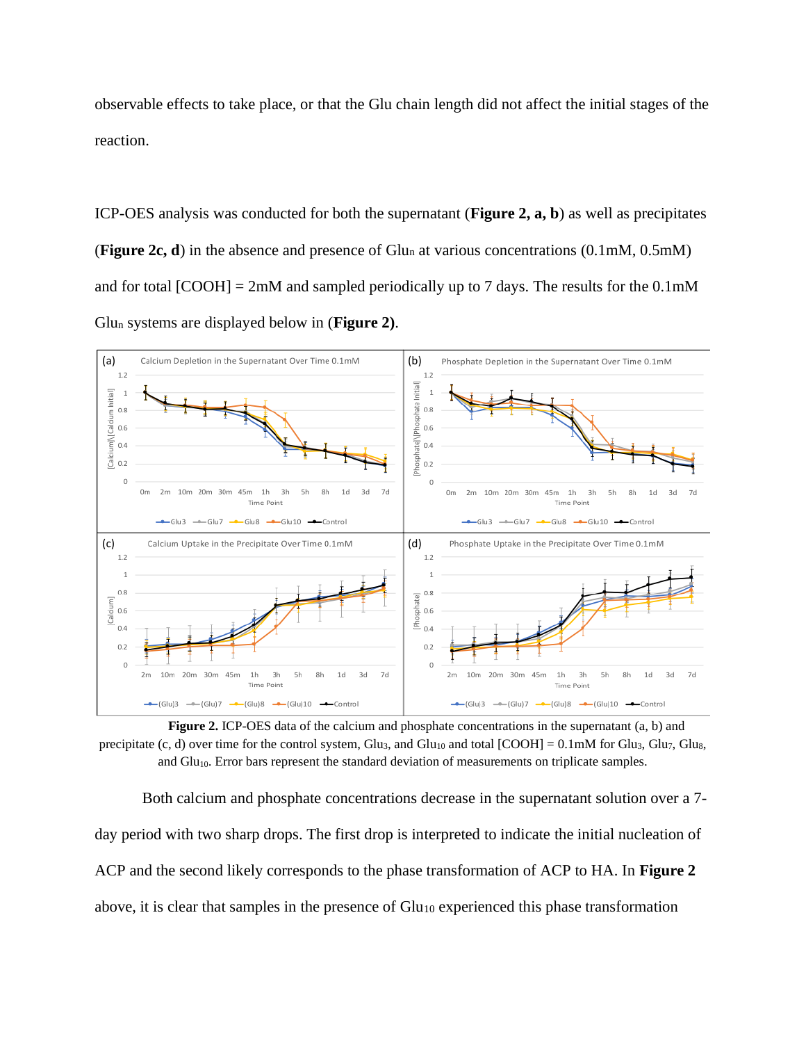observable effects to take place, or that the Glu chain length did not affect the initial stages of the reaction.

ICP-OES analysis was conducted for both the supernatant (**Figure 2, a, b**) as well as precipitates (**Figure 2c, d**) in the absence and presence of $Glu_n$ at various concentrations (0.1mM, 0.5mM) and for total [COOH] = 2mM and sampled periodically up to 7 days. The results for the 0.1mM $Glu_n$ systems are displayed below in (**Figure 2**).

**Figure 2.** ICP-OES data of the calcium and phosphate concentrations in the supernatant (a, b) and precipitate (c, d) over time for the control system, $Glu_3$, and $Glu_{10}$ and total [COOH] = 0.1mM for $Glu_3$, $Glu_7$, $Glu_8$, and $Glu_{10}$. Error bars represent the standard deviation of measurements on triplicate samples.

Both calcium and phosphate concentrations decrease in the supernatant solution over a 7-day period with two sharp drops. The first drop is interpreted to indicate the initial nucleation of ACP and the second likely corresponds to the phase transformation of ACP to HA. In **Figure 2** above, it is clear that samples in the presence of $Glu_{10}$ experienced this phase transformation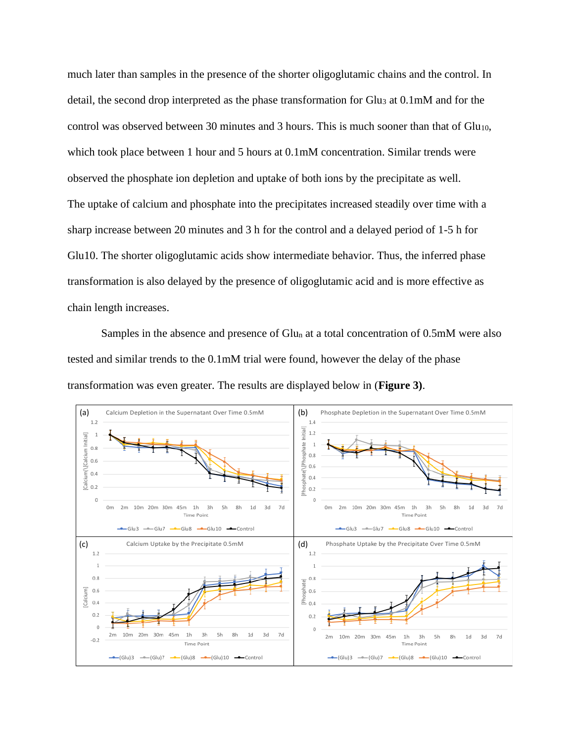much later than samples in the presence of the shorter oligoglutamic chains and the control. In detail, the second drop interpreted as the phase transformation for $Glu_3$ at 0.1mM and for the control was observed between 30 minutes and 3 hours. This is much sooner than that of $Glu_{10}$, which took place between 1 hour and 5 hours at 0.1mM concentration. Similar trends were observed the phosphate ion depletion and uptake of both ions by the precipitate as well.

The uptake of calcium and phosphate into the precipitates increased steadily over time with a sharp increase between 20 minutes and 3 h for the control and a delayed period of 1-5 h for Glu10. The shorter oligoglutamic acids show intermediate behavior. Thus, the inferred phase transformation is also delayed by the presence of oligoglutamic acid and is more effective as chain length increases.

Samples in the absence and presence of $Glu_n$ at a total concentration of 0.5mM were also tested and similar trends to the 0.1mM trial were found, however the delay of the phase transformation was even greater. The results are displayed below in (**Figure 3**).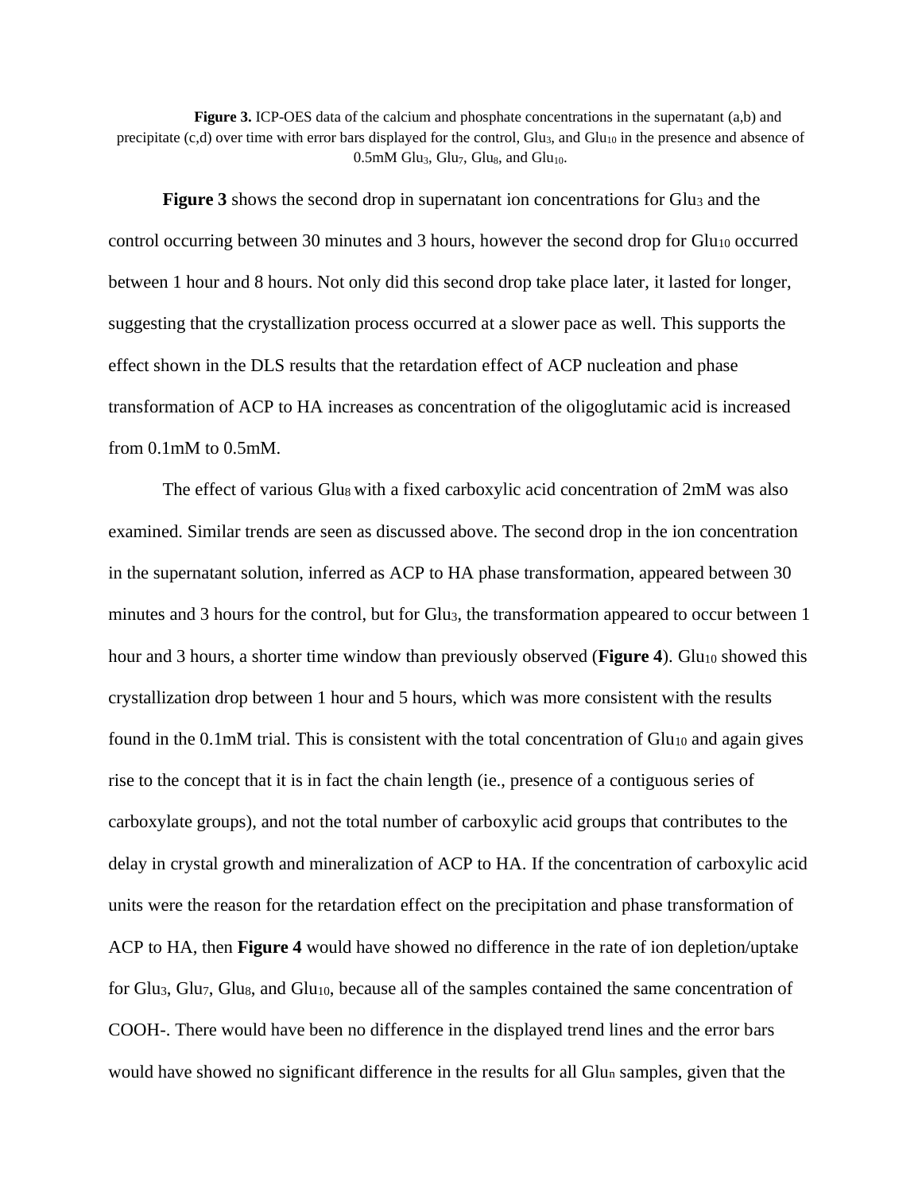**Figure 3.** ICP-OES data of the calcium and phosphate concentrations in the supernatant (a,b) and precipitate (c,d) over time with error bars displayed for the control, $Glu_3$, and $Glu_{10}$ in the presence and absence of 0.5mM $Glu_3$, $Glu_7$, $Glu_8$, and $Glu_{10}$.

**Figure 3** shows the second drop in supernatant ion concentrations for $Glu_3$ and the control occurring between 30 minutes and 3 hours, however the second drop for $Glu_{10}$ occurred between 1 hour and 8 hours. Not only did this second drop take place later, it lasted for longer, suggesting that the crystallization process occurred at a slower pace as well. This supports the effect shown in the DLS results that the retardation effect of ACP nucleation and phase transformation of ACP to HA increases as concentration of the oligoglutamic acid is increased from 0.1mM to 0.5mM.

The effect of various $Glu_8$ with a fixed carboxylic acid concentration of 2mM was also examined. Similar trends are seen as discussed above. The second drop in the ion concentration in the supernatant solution, inferred as ACP to HA phase transformation, appeared between 30 minutes and 3 hours for the control, but for $Glu_3$, the transformation appeared to occur between 1 hour and 3 hours, a shorter time window than previously observed (**Figure 4**). $Glu_{10}$ showed this crystallization drop between 1 hour and 5 hours, which was more consistent with the results found in the 0.1mM trial. This is consistent with the total concentration of $Glu_{10}$ and again gives rise to the concept that it is in fact the chain length (ie., presence of a contiguous series of carboxylate groups), and not the total number of carboxylic acid groups that contributes to the delay in crystal growth and mineralization of ACP to HA. If the concentration of carboxylic acid units were the reason for the retardation effect on the precipitation and phase transformation of ACP to HA, then **Figure 4** would have showed no difference in the rate of ion depletion/uptake for $Glu_3$, $Glu_7$, $Glu_8$, and $Glu_{10}$, because all of the samples contained the same concentration of $COOH^-$. There would have been no difference in the displayed trend lines and the error bars would have showed no significant difference in the results for all $Glu_n$ samples, given that the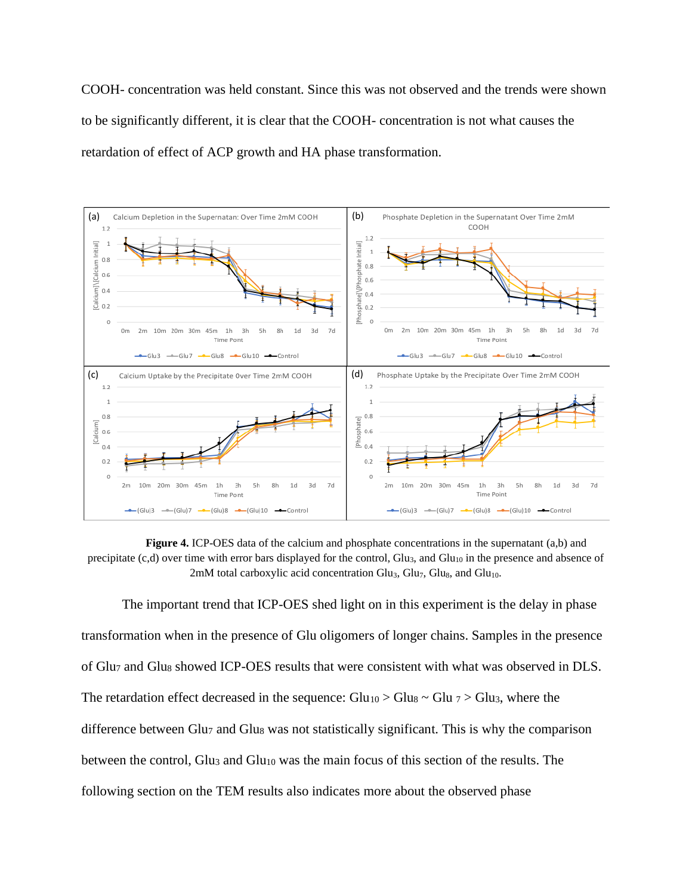COOH- concentration was held constant. Since this was not observed and the trends were shown to be significantly different, it is clear that the COOH- concentration is not what causes the retardation of effect of ACP growth and HA phase transformation.

**Figure 4.** ICP-OES data of the calcium and phosphate concentrations in the supernatant (a,b) and precipitate (c,d) over time with error bars displayed for the control, $Glu_3$, and $Glu_{10}$ in the presence and absence of 2mM total carboxylic acid concentration $Glu_3$, $Glu_7$, $Glu_8$, and $Glu_{10}$.

The important trend that ICP-OES shed light on in this experiment is the delay in phase transformation when in the presence of Glu oligomers of longer chains. Samples in the presence of $Glu_7$ and $Glu_8$ showed ICP-OES results that were consistent with what was observed in DLS. The retardation effect decreased in the sequence: $Glu_{10} > Glu_8 \sim Glu_7 > Glu_3$, where the difference between $Glu_7$ and $Glu_8$ was not statistically significant. This is why the comparison between the control, $Glu_3$ and $Glu_{10}$ was the main focus of this section of the results. The following section on the TEM results also indicates more about the observed phase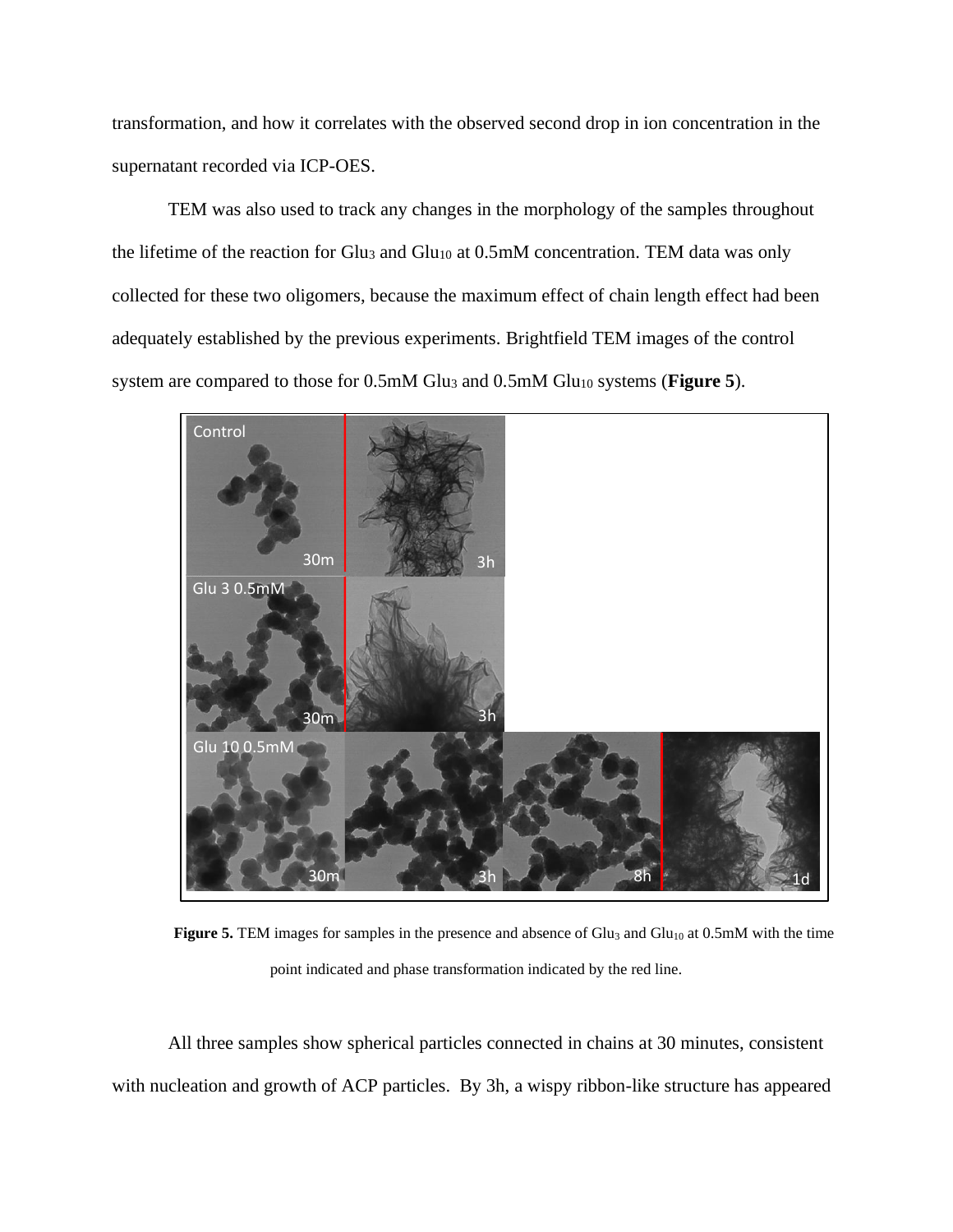transformation, and how it correlates with the observed second drop in ion concentration in the supernatant recorded via ICP-OES.

TEM was also used to track any changes in the morphology of the samples throughout the lifetime of the reaction for $Glu_3$ and $Glu_{10}$ at 0.5mM concentration. TEM data was only collected for these two oligomers, because the maximum effect of chain length effect had been adequately established by the previous experiments. Brightfield TEM images of the control system are compared to those for 0.5mM $Glu_3$ and 0.5mM $Glu_{10}$ systems (**Figure 5**).

**Figure 5.** TEM images for samples in the presence and absence of $Glu_3$ and $Glu_{10}$ at 0.5mM with the time point indicated and phase transformation indicated by the red line.

All three samples show spherical particles connected in chains at 30 minutes, consistent with nucleation and growth of ACP particles. By 3h, a wispy ribbon-like structure has appeared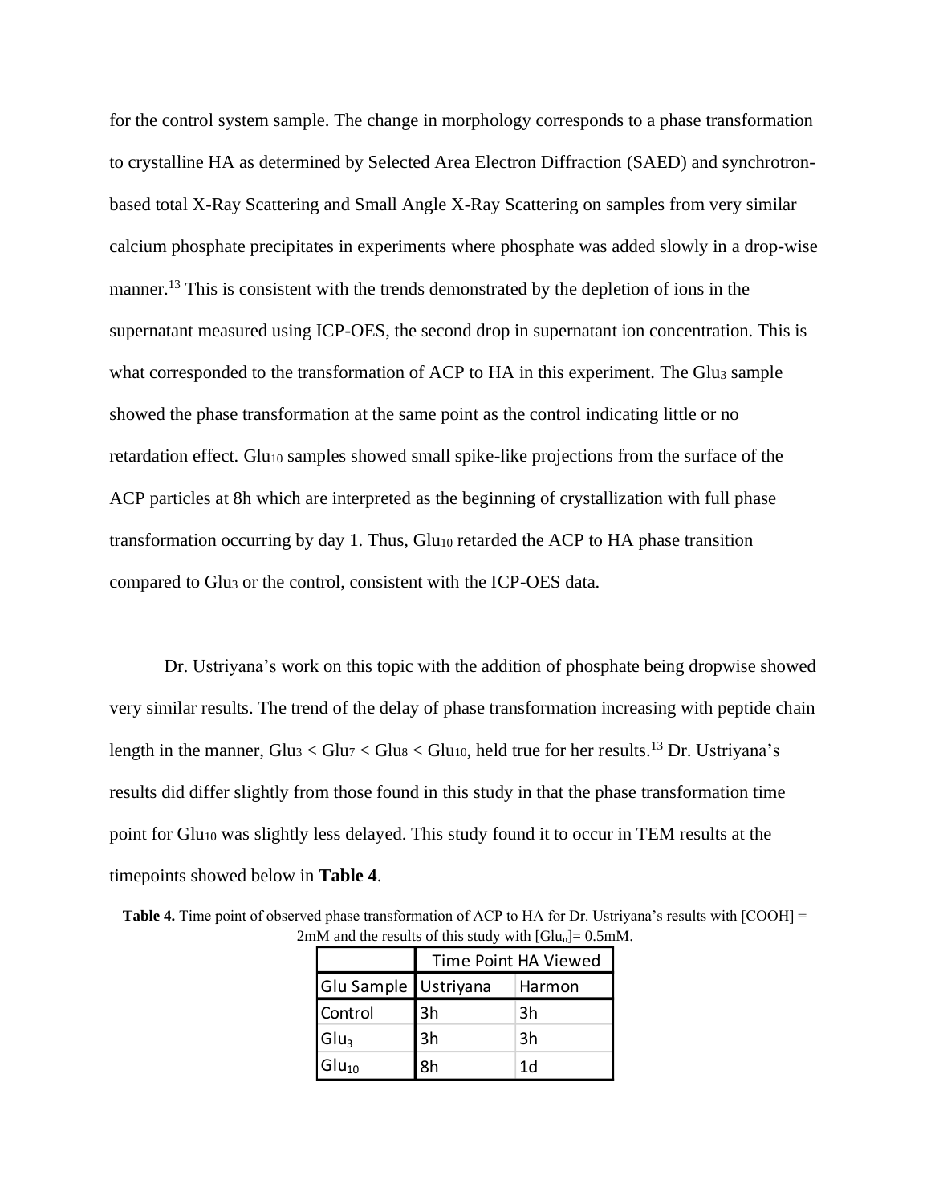for the control system sample. The change in morphology corresponds to a phase transformation to crystalline HA as determined by Selected Area Electron Diffraction (SAED) and synchrotron-based total X-Ray Scattering and Small Angle X-Ray Scattering on samples from very similar calcium phosphate precipitates in experiments where phosphate was added slowly in a drop-wise manner.[13] This is consistent with the trends demonstrated by the depletion of ions in the supernatant measured using ICP-OES, the second drop in supernatant ion concentration. This is what corresponded to the transformation of ACP to HA in this experiment. The $Glu_3$ sample showed the phase transformation at the same point as the control indicating little or no retardation effect. $Glu_{10}$ samples showed small spike-like projections from the surface of the ACP particles at 8h which are interpreted as the beginning of crystallization with full phase transformation occurring by day 1. Thus, $Glu_{10}$ retarded the ACP to HA phase transition compared to $Glu_3$ or the control, consistent with the ICP-OES data.

Dr. Ustriyana's work on this topic with the addition of phosphate being dropwise showed very similar results. The trend of the delay of phase transformation increasing with peptide chain length in the manner, $Glu_3 < Glu_7 < Glu_8 < Glu_{10}$, held true for her results.[13] Dr. Ustriyana's results did differ slightly from those found in this study in that the phase transformation time point for $Glu_{10}$ was slightly less delayed. This study found it to occur in TEM results at the timepoints showed below in **Table 4**.

**Table 4.** Time point of observed phase transformation of ACP to HA for Dr. Ustriyana's results with [COOH] = 2mM and the results of this study with $[Glu_n]$= 0.5mM.

| | Time Point HA Viewed | |
|---|---|---|
| Glu Sample | Ustriyana | Harmon |
| Control | 3h | 3h |
| $Glu_3$ | 3h | 3h |
| $Glu_{10}$ | 8h | 1d |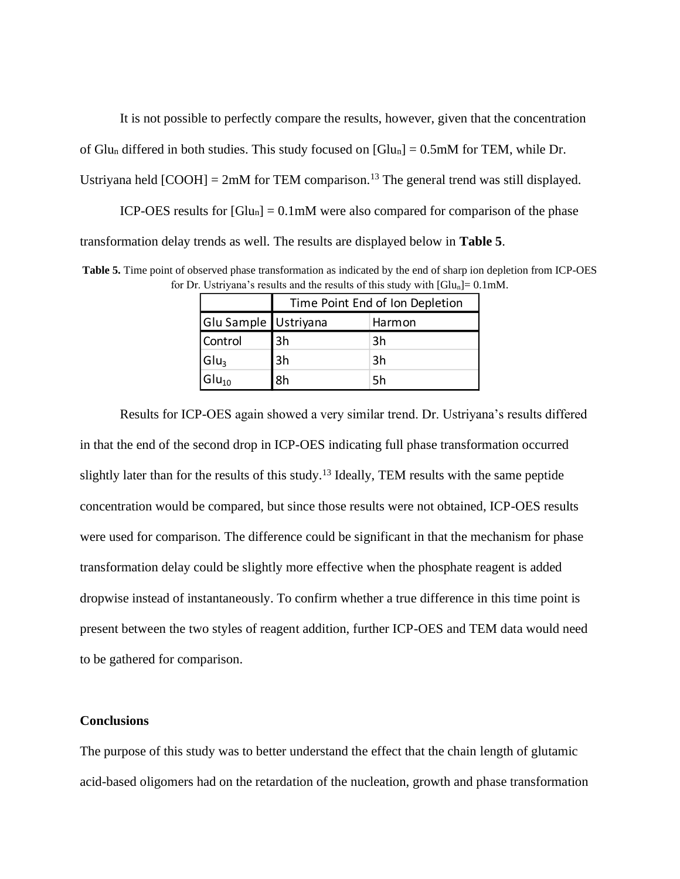It is not possible to perfectly compare the results, however, given that the concentration of $Glu_n$ differed in both studies. This study focused on $[Glu_n] = 0.5mM$ for TEM, while Dr. Ustriyana held $[COOH] = 2mM$ for TEM comparison.[13] The general trend was still displayed.

ICP-OES results for $[Glu_n] = 0.1mM$ were also compared for comparison of the phase transformation delay trends as well. The results are displayed below in **Table 5**.

**Table 5.** Time point of observed phase transformation as indicated by the end of sharp ion depletion from ICP-OES for Dr. Ustriyana's results and the results of this study with $[Glu_n]= 0.1mM$.

| | Time Point End of Ion Depletion | |
|---|---|---|
| Glu Sample | Ustriyana | Harmon |
| Control | 3h | 3h |
| $Glu_3$ | 3h | 3h |
| $Glu_{10}$ | 8h | 5h |

Results for ICP-OES again showed a very similar trend. Dr. Ustriyana's results differed in that the end of the second drop in ICP-OES indicating full phase transformation occurred slightly later than for the results of this study.[13] Ideally, TEM results with the same peptide concentration would be compared, but since those results were not obtained, ICP-OES results were used for comparison. The difference could be significant in that the mechanism for phase transformation delay could be slightly more effective when the phosphate reagent is added dropwise instead of instantaneously. To confirm whether a true difference in this time point is present between the two styles of reagent addition, further ICP-OES and TEM data would need to be gathered for comparison.

## Conclusions

The purpose of this study was to better understand the effect that the chain length of glutamic acid-based oligomers had on the retardation of the nucleation, growth and phase transformation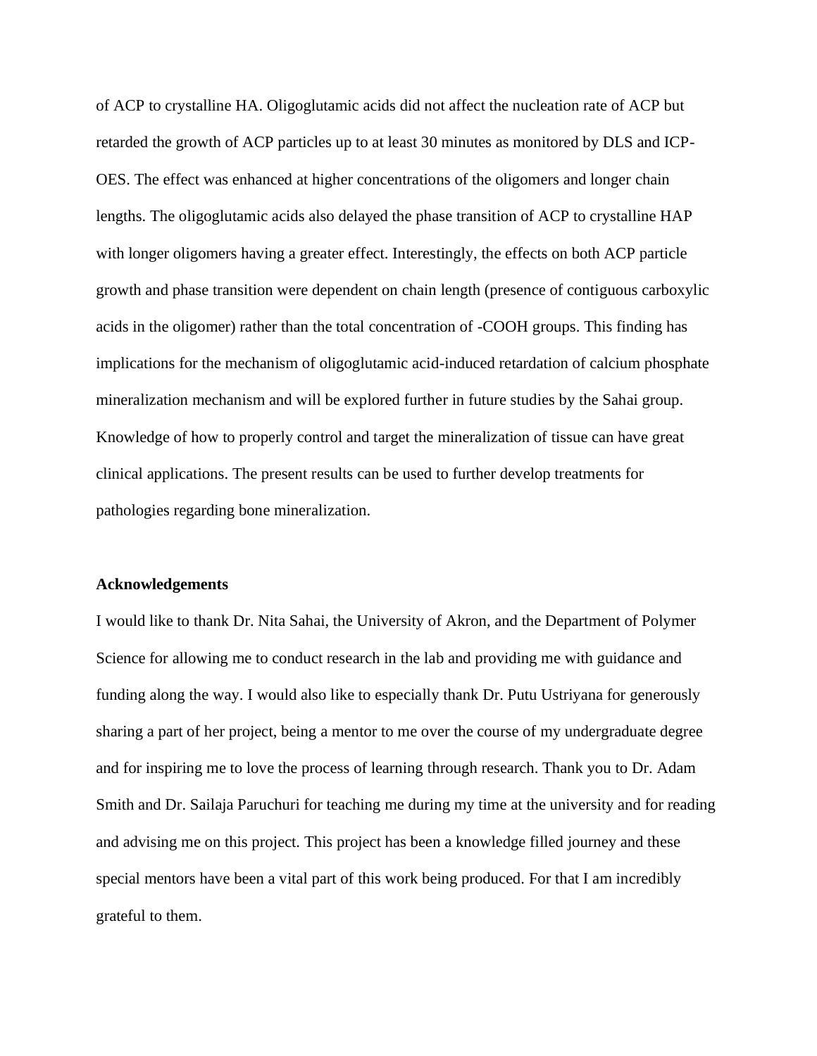of ACP to crystalline HA. Oligoglutamic acids did not affect the nucleation rate of ACP but retarded the growth of ACP particles up to at least 30 minutes as monitored by DLS and ICP-OES. The effect was enhanced at higher concentrations of the oligomers and longer chain lengths. The oligoglutamic acids also delayed the phase transition of ACP to crystalline HAP with longer oligomers having a greater effect. Interestingly, the effects on both ACP particle growth and phase transition were dependent on chain length (presence of contiguous carboxylic acids in the oligomer) rather than the total concentration of -COOH groups. This finding has implications for the mechanism of oligoglutamic acid-induced retardation of calcium phosphate mineralization mechanism and will be explored further in future studies by the Sahai group. Knowledge of how to properly control and target the mineralization of tissue can have great clinical applications. The present results can be used to further develop treatments for pathologies regarding bone mineralization.

**Acknowledgements**

I would like to thank Dr. Nita Sahai, the University of Akron, and the Department of Polymer Science for allowing me to conduct research in the lab and providing me with guidance and funding along the way. I would also like to especially thank Dr. Putu Ustriyana for generously sharing a part of her project, being a mentor to me over the course of my undergraduate degree and for inspiring me to love the process of learning through research. Thank you to Dr. Adam Smith and Dr. Sailaja Paruchuri for teaching me during my time at the university and for reading and advising me on this project. This project has been a knowledge filled journey and these special mentors have been a vital part of this work being produced. For that I am incredibly grateful to them.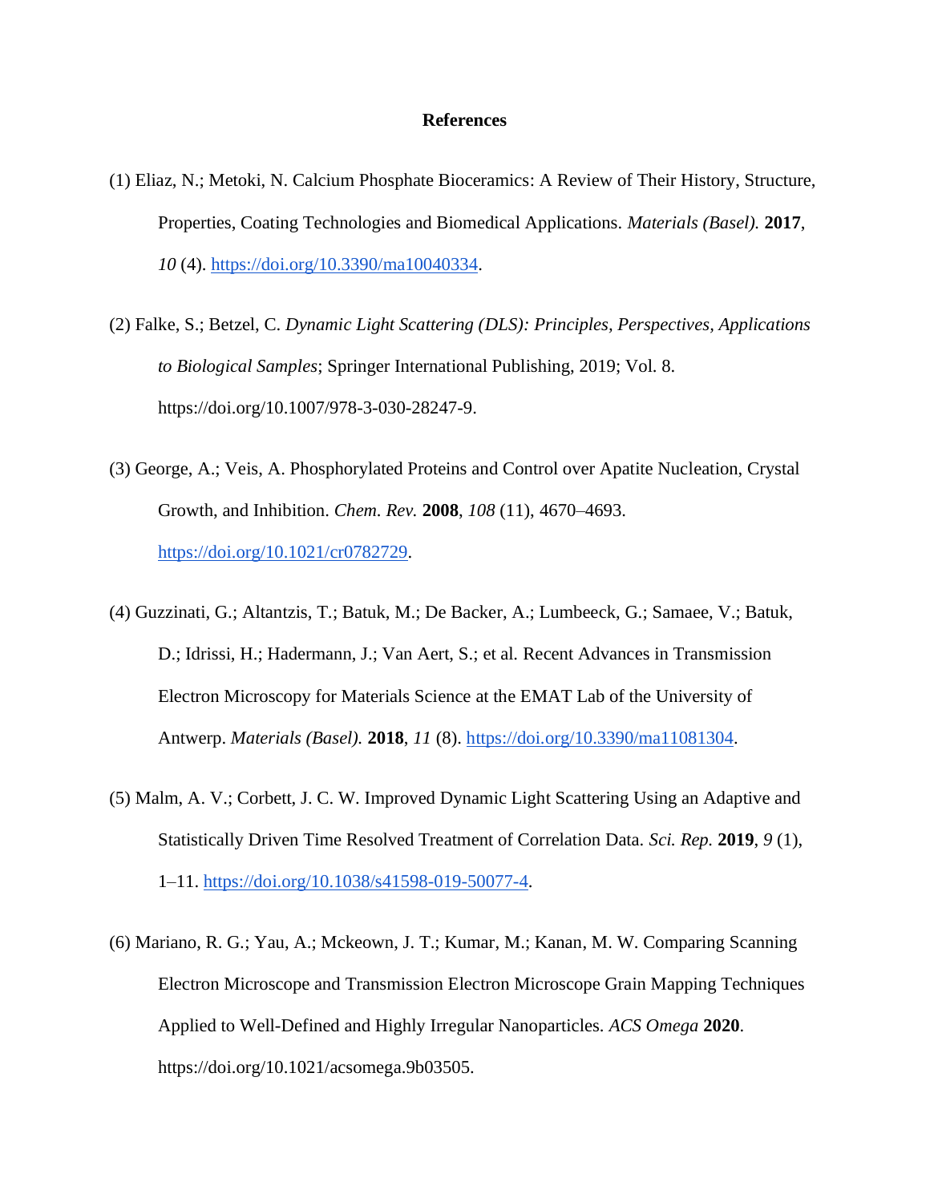# References

(1) Eliaz, N.; Metoki, N. Calcium Phosphate Bioceramics: A Review of Their History, Structure, Properties, Coating Technologies and Biomedical Applications. *Materials (Basel).* **2017**, *10* (4). https://doi.org/10.3390/ma10040334.

(2) Falke, S.; Betzel, C. *Dynamic Light Scattering (DLS): Principles, Perspectives, Applications to Biological Samples*; Springer International Publishing, 2019; Vol. 8. https://doi.org/10.1007/978-3-030-28247-9.

(3) George, A.; Veis, A. Phosphorylated Proteins and Control over Apatite Nucleation, Crystal Growth, and Inhibition. *Chem. Rev.* **2008**, *108* (11), 4670–4693. https://doi.org/10.1021/cr0782729.

(4) Guzzinati, G.; Altantzis, T.; Batuk, M.; De Backer, A.; Lumbeeck, G.; Samaee, V.; Batuk, D.; Idrissi, H.; Hadermann, J.; Van Aert, S.; et al. Recent Advances in Transmission Electron Microscopy for Materials Science at the EMAT Lab of the University of Antwerp. *Materials (Basel).* **2018**, *11* (8). https://doi.org/10.3390/ma11081304.

(5) Malm, A. V.; Corbett, J. C. W. Improved Dynamic Light Scattering Using an Adaptive and Statistically Driven Time Resolved Treatment of Correlation Data. *Sci. Rep.* **2019**, *9* (1), 1–11. https://doi.org/10.1038/s41598-019-50077-4.

(6) Mariano, R. G.; Yau, A.; Mckeown, J. T.; Kumar, M.; Kanan, M. W. Comparing Scanning Electron Microscope and Transmission Electron Microscope Grain Mapping Techniques Applied to Well-Defined and Highly Irregular Nanoparticles. *ACS Omega* **2020**. https://doi.org/10.1021/acsomega.9b03505.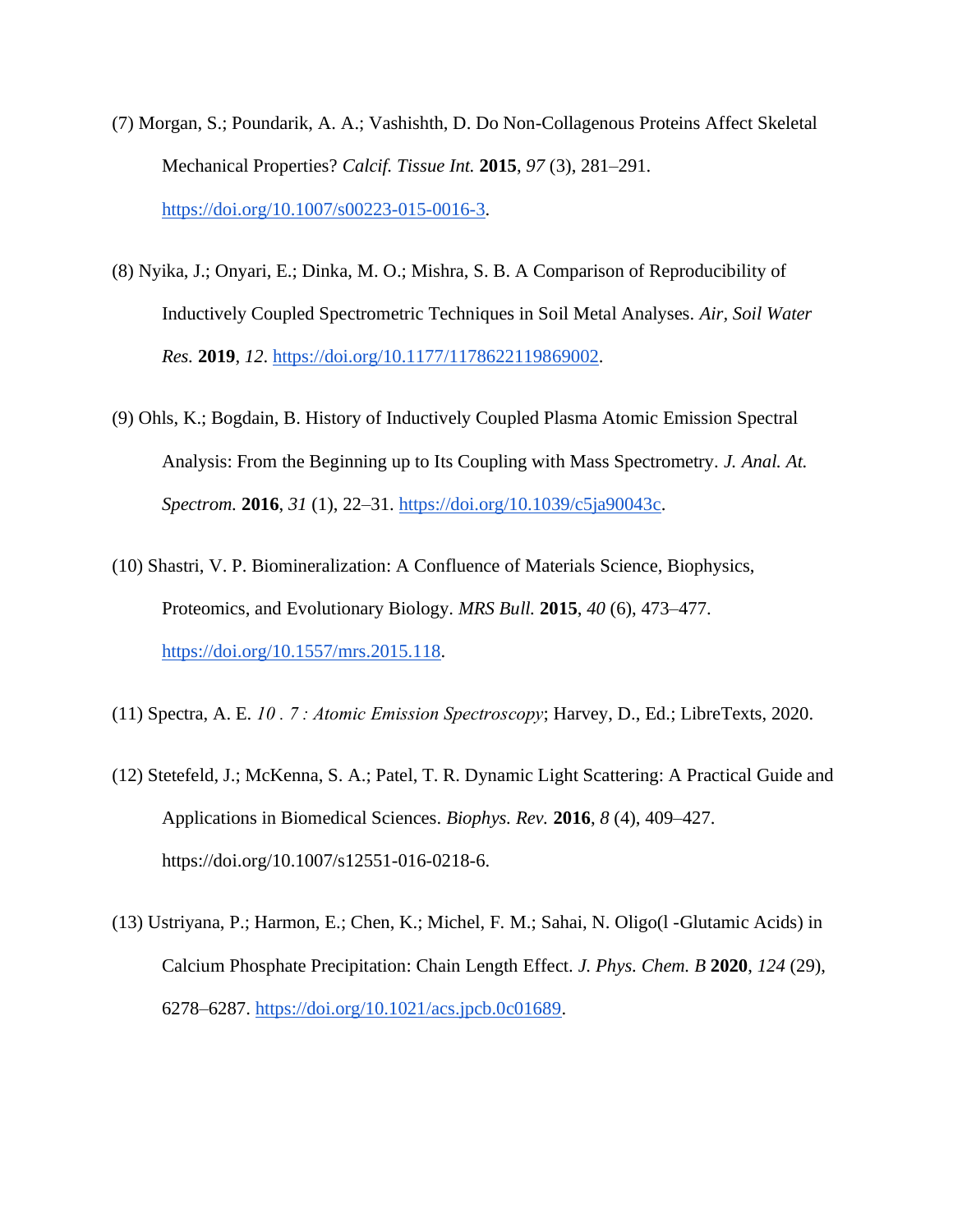(7) Morgan, S.; Poundarik, A. A.; Vashishth, D. Do Non-Collagenous Proteins Affect Skeletal Mechanical Properties? *Calcif. Tissue Int.* **2015**, *97* (3), 281–291. https://doi.org/10.1007/s00223-015-0016-3.

(8) Nyika, J.; Onyari, E.; Dinka, M. O.; Mishra, S. B. A Comparison of Reproducibility of Inductively Coupled Spectrometric Techniques in Soil Metal Analyses. *Air, Soil Water Res.* **2019**, *12*. https://doi.org/10.1177/1178622119869002.

(9) Ohls, K.; Bogdain, B. History of Inductively Coupled Plasma Atomic Emission Spectral Analysis: From the Beginning up to Its Coupling with Mass Spectrometry. *J. Anal. At. Spectrom.* **2016**, *31* (1), 22–31. https://doi.org/10.1039/c5ja90043c.

(10) Shastri, V. P. Biomineralization: A Confluence of Materials Science, Biophysics, Proteomics, and Evolutionary Biology. *MRS Bull.* **2015**, *40* (6), 473–477. https://doi.org/10.1557/mrs.2015.118.

(11) Spectra, A. E. *10 . 7 : Atomic Emission Spectroscopy*; Harvey, D., Ed.; LibreTexts, 2020.

(12) Stetefeld, J.; McKenna, S. A.; Patel, T. R. Dynamic Light Scattering: A Practical Guide and Applications in Biomedical Sciences. *Biophys. Rev.* **2016**, *8* (4), 409–427. https://doi.org/10.1007/s12551-016-0218-6.

(13) Ustriyana, P.; Harmon, E.; Chen, K.; Michel, F. M.; Sahai, N. Oligo(l -Glutamic Acids) in Calcium Phosphate Precipitation: Chain Length Effect. *J. Phys. Chem. B* **2020**, *124* (29), 6278–6287. https://doi.org/10.1021/acs.jpcb.0c01689.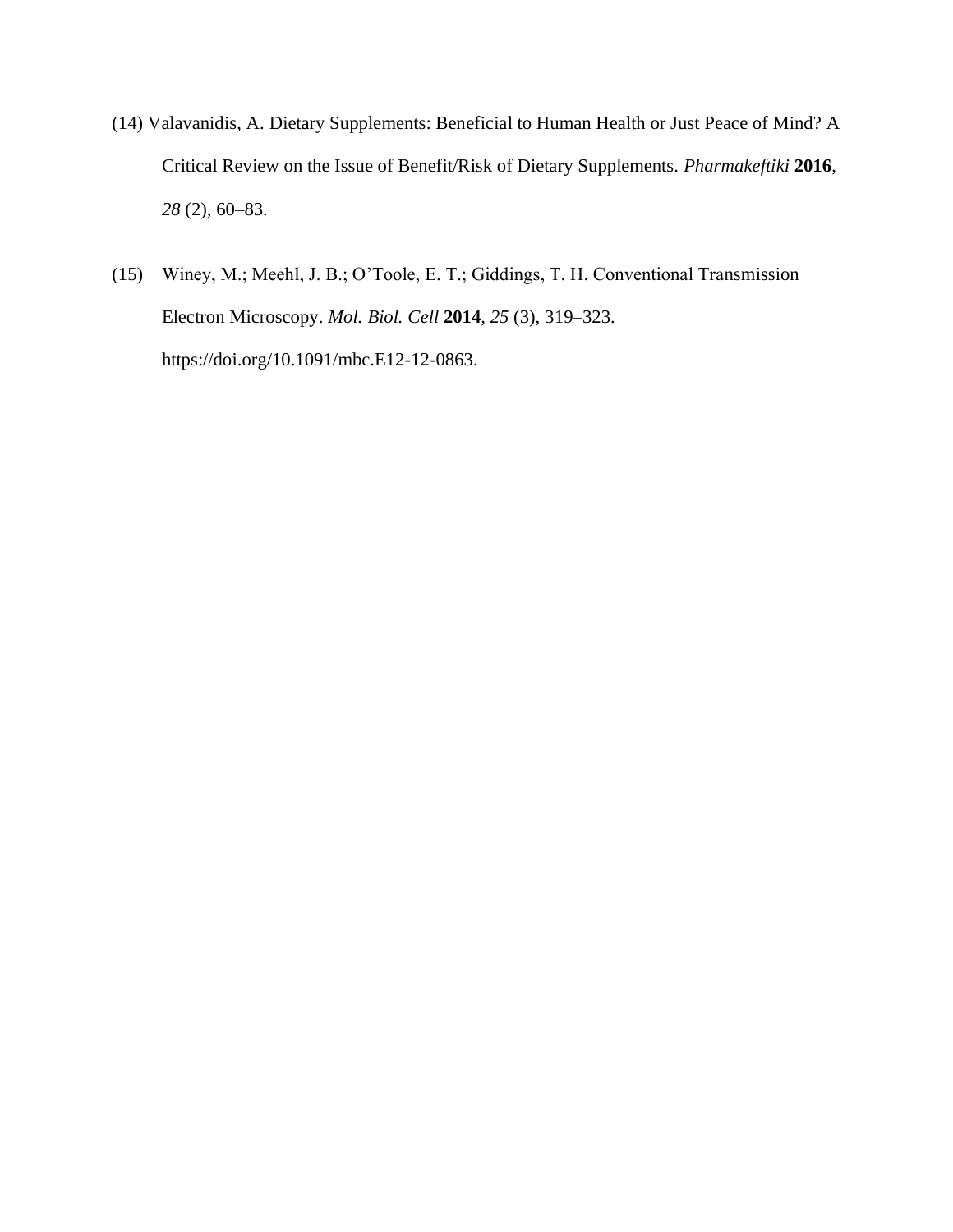(14) Valavanidis, A. Dietary Supplements: Beneficial to Human Health or Just Peace of Mind? A Critical Review on the Issue of Benefit/Risk of Dietary Supplements. *Pharmakeftiki* **2016**, *28* (2), 60–83.

(15) Winey, M.; Meehl, J. B.; O'Toole, E. T.; Giddings, T. H. Conventional Transmission Electron Microscopy. *Mol. Biol. Cell* **2014**, *25* (3), 319–323. https://doi.org/10.1091/mbc.E12-12-0863.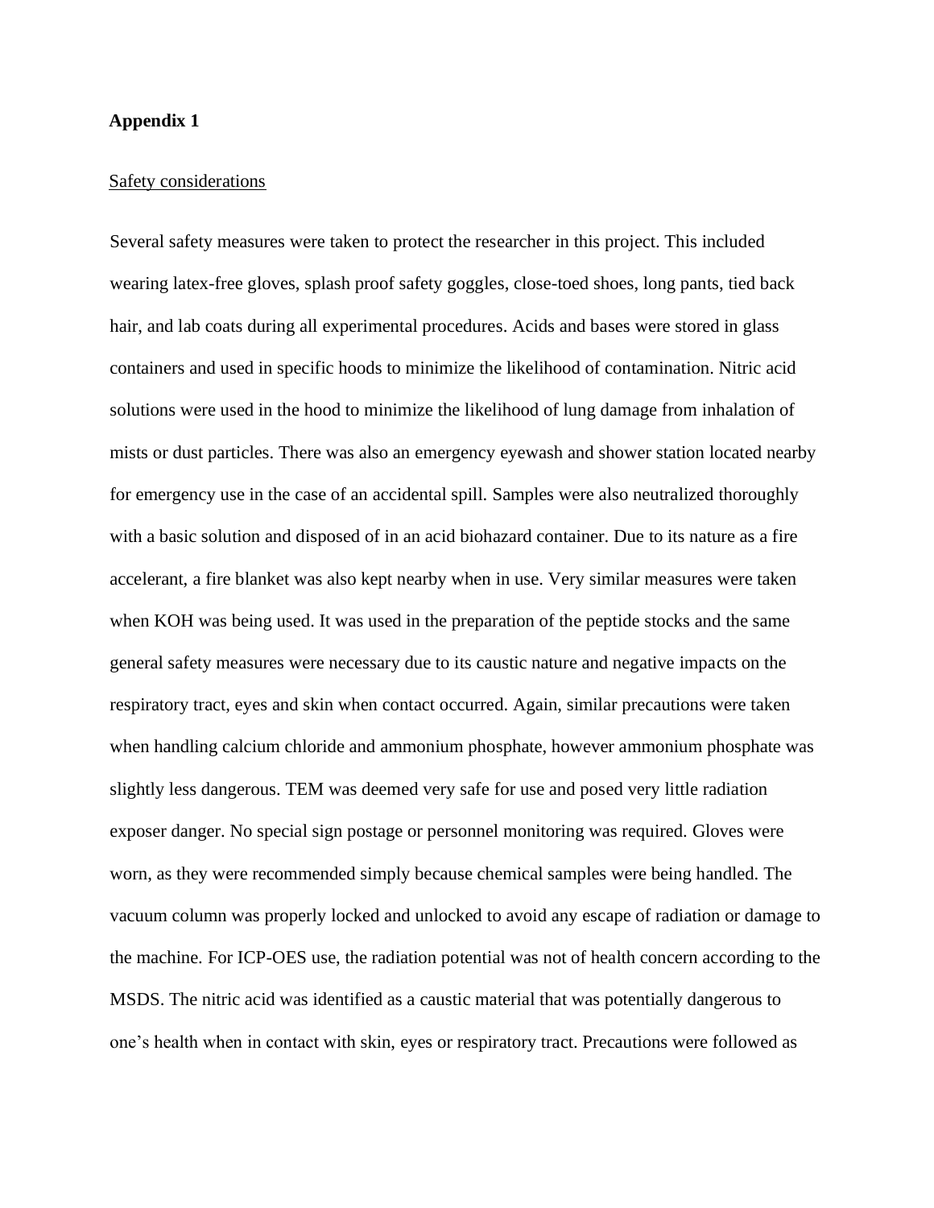**Appendix 1**

Safety considerations

Several safety measures were taken to protect the researcher in this project. This included wearing latex-free gloves, splash proof safety goggles, close-toed shoes, long pants, tied back hair, and lab coats during all experimental procedures. Acids and bases were stored in glass containers and used in specific hoods to minimize the likelihood of contamination. Nitric acid solutions were used in the hood to minimize the likelihood of lung damage from inhalation of mists or dust particles. There was also an emergency eyewash and shower station located nearby for emergency use in the case of an accidental spill. Samples were also neutralized thoroughly with a basic solution and disposed of in an acid biohazard container. Due to its nature as a fire accelerant, a fire blanket was also kept nearby when in use. Very similar measures were taken when KOH was being used. It was used in the preparation of the peptide stocks and the same general safety measures were necessary due to its caustic nature and negative impacts on the respiratory tract, eyes and skin when contact occurred. Again, similar precautions were taken when handling calcium chloride and ammonium phosphate, however ammonium phosphate was slightly less dangerous. TEM was deemed very safe for use and posed very little radiation exposer danger. No special sign postage or personnel monitoring was required. Gloves were worn, as they were recommended simply because chemical samples were being handled. The vacuum column was properly locked and unlocked to avoid any escape of radiation or damage to the machine. For ICP-OES use, the radiation potential was not of health concern according to the MSDS. The nitric acid was identified as a caustic material that was potentially dangerous to one's health when in contact with skin, eyes or respiratory tract. Precautions were followed as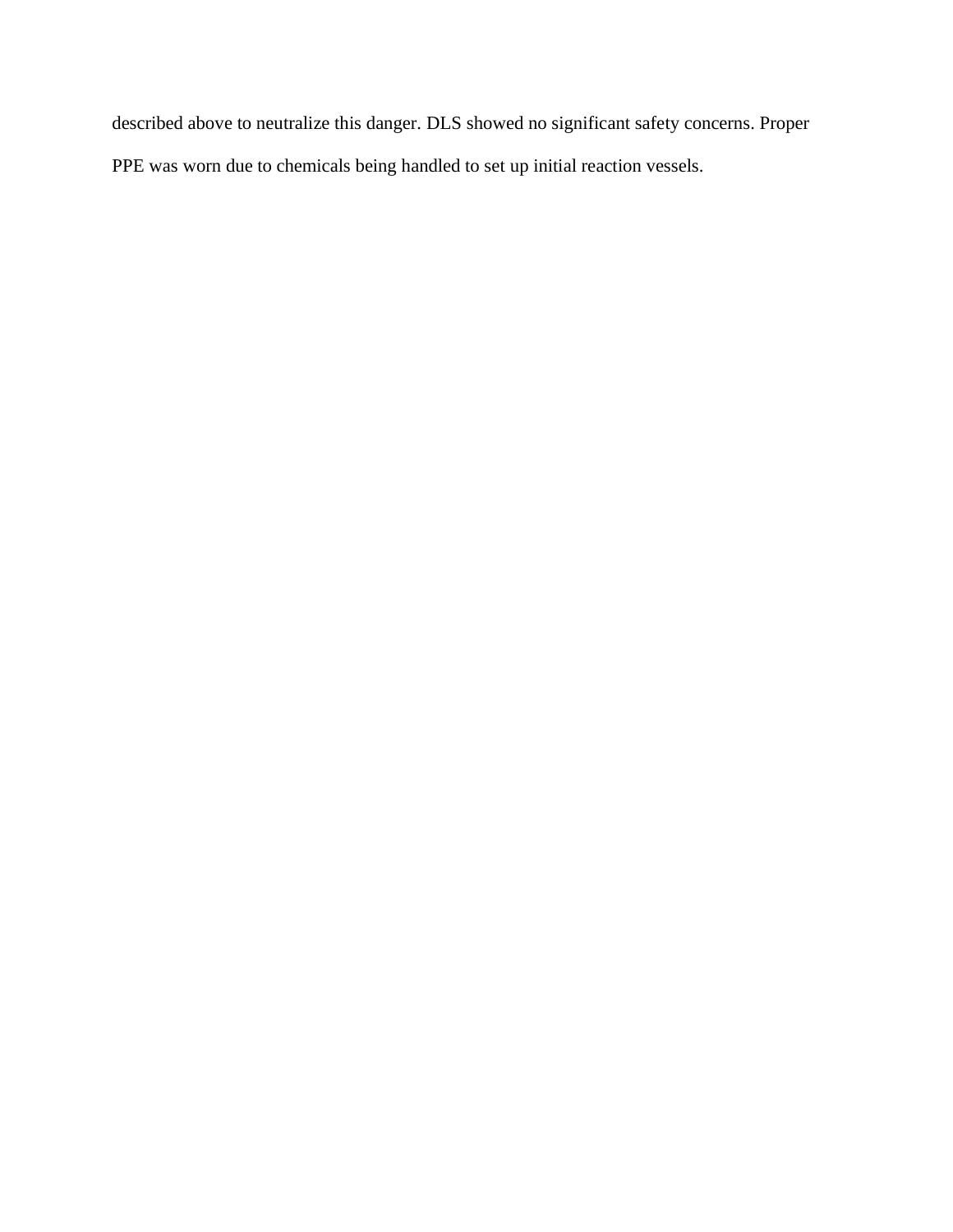described above to neutralize this danger. DLS showed no significant safety concerns. Proper PPE was worn due to chemicals being handled to set up initial reaction vessels.